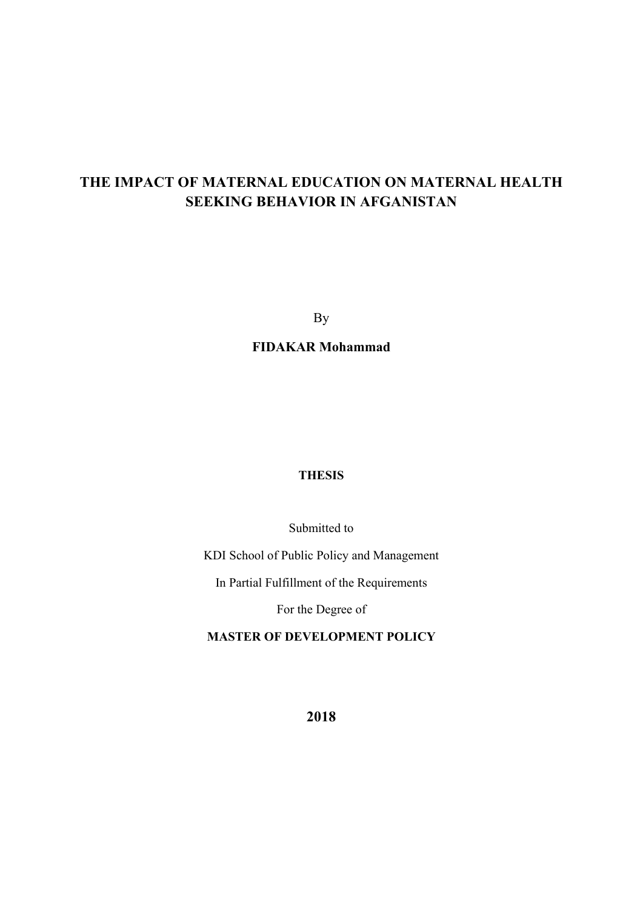# THE IMPACT OF MATERNAL EDUCATION ON MATERNAL HEALTH SEEKING BEHAVIOR IN AFGANISTAN

By

**FIDAKAR Mohammad**

**THESIS**

Submitted to

KDI School of Public Policy and Management

In Partial Fulfillment of the Requirements

For the Degree of

**MASTER OF DEVELOPMENT POLICY**

**2018**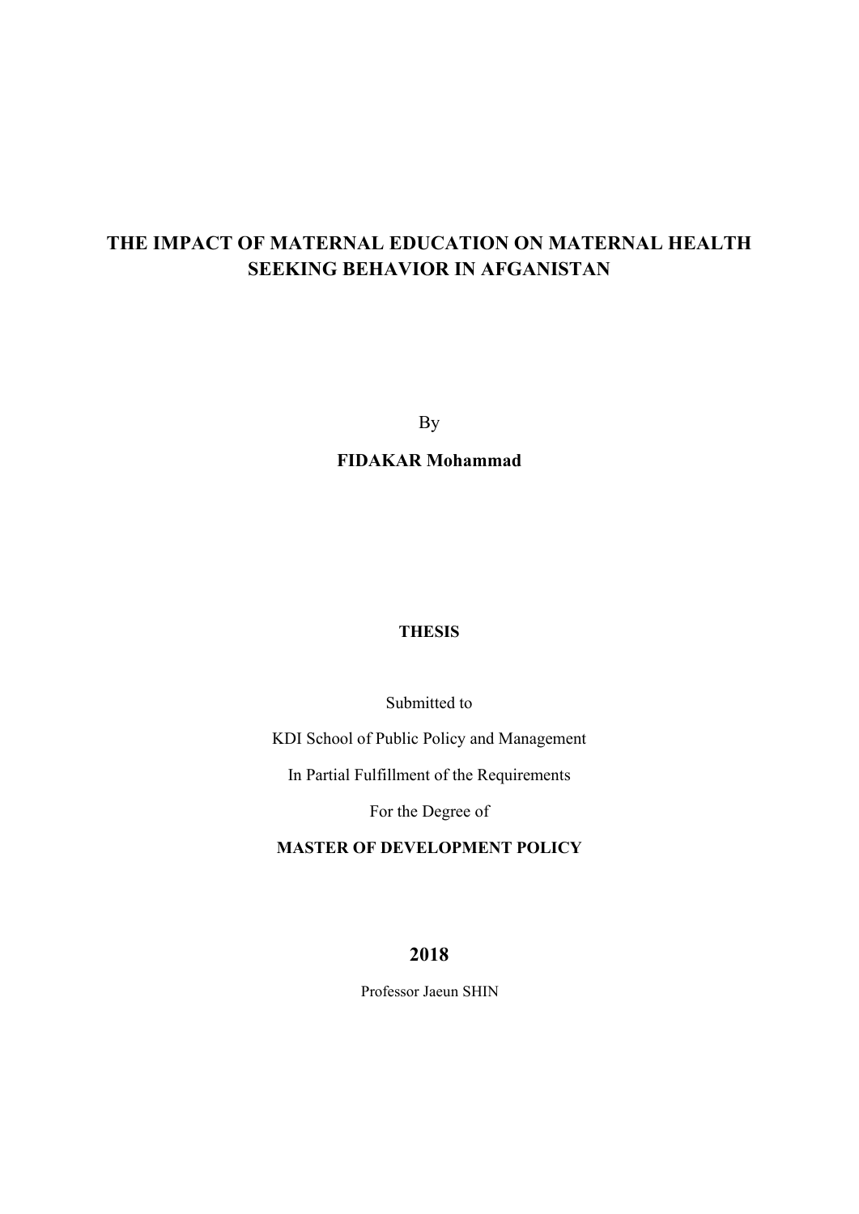# THE IMPACT OF MATERNAL EDUCATION ON MATERNAL HEALTH SEEKING BEHAVIOR IN AFGANISTAN

By

**FIDAKAR Mohammad**

**THESIS**

Submitted to

KDI School of Public Policy and Management

In Partial Fulfillment of the Requirements

For the Degree of

**MASTER OF DEVELOPMENT POLICY**

**2018**

Professor Jaeun SHIN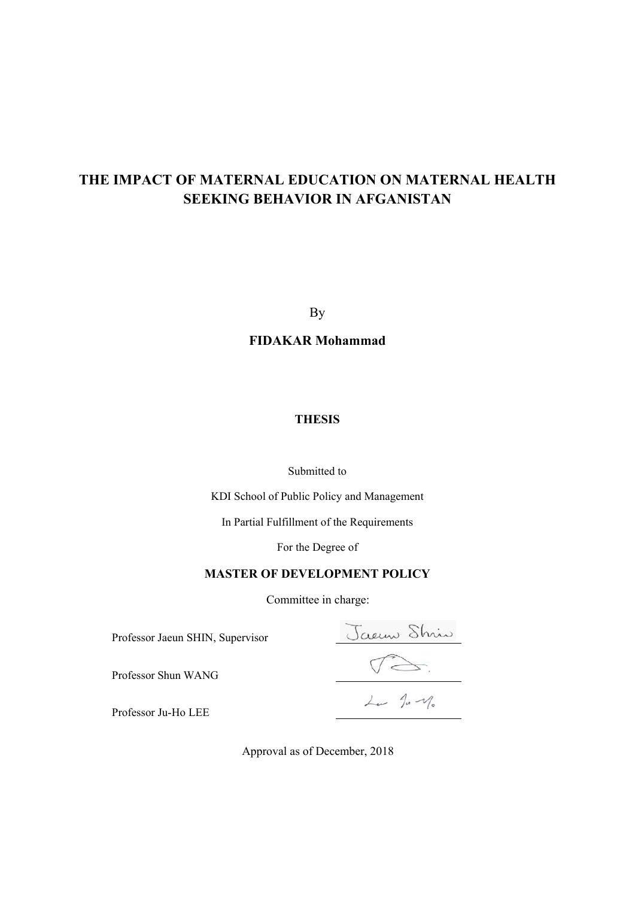# THE IMPACT OF MATERNAL EDUCATION ON MATERNAL HEALTH SEEKING BEHAVIOR IN AFGANISTAN

By

**FIDAKAR Mohammad**

**THESIS**

Submitted to

KDI School of Public Policy and Management

In Partial Fulfillment of the Requirements

For the Degree of

**MASTER OF DEVELOPMENT POLICY**

Committee in charge:

Professor Jaeun SHIN, Supervisor

Professor Shun WANG

Professor Ju-Ho LEE

Approval as of December, 2018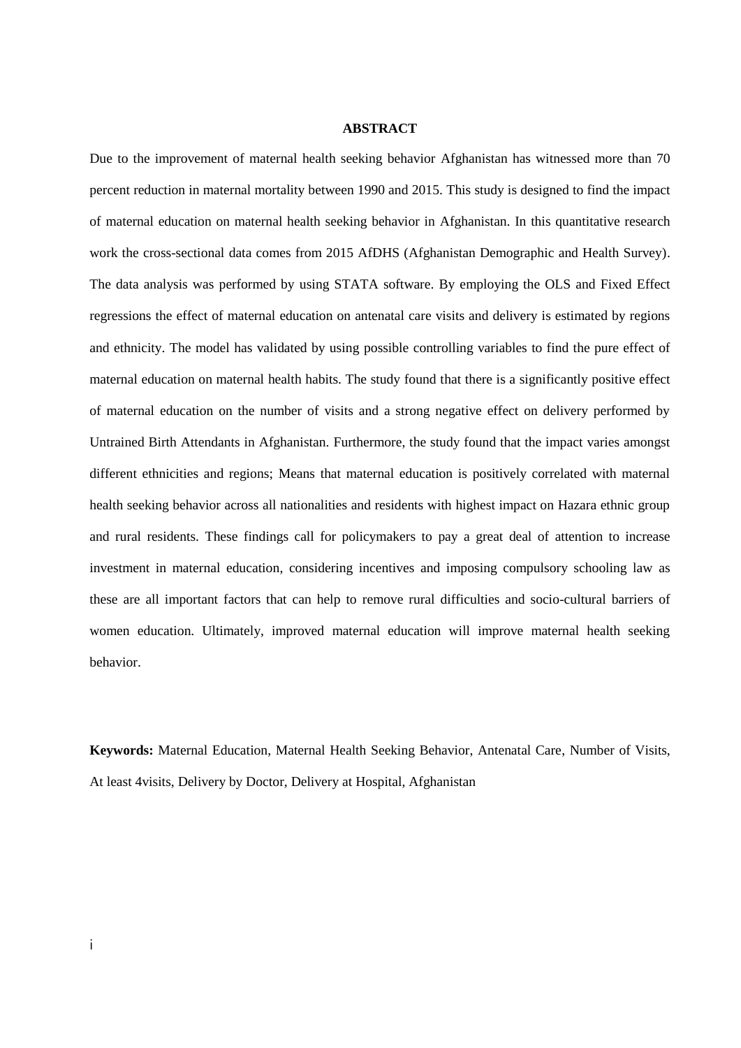## ABSTRACT

Due to the improvement of maternal health seeking behavior Afghanistan has witnessed more than 70 percent reduction in maternal mortality between 1990 and 2015. This study is designed to find the impact of maternal education on maternal health seeking behavior in Afghanistan. In this quantitative research work the cross-sectional data comes from 2015 AfDHS (Afghanistan Demographic and Health Survey). The data analysis was performed by using STATA software. By employing the OLS and Fixed Effect regressions the effect of maternal education on antenatal care visits and delivery is estimated by regions and ethnicity. The model has validated by using possible controlling variables to find the pure effect of maternal education on maternal health habits. The study found that there is a significantly positive effect of maternal education on the number of visits and a strong negative effect on delivery performed by Untrained Birth Attendants in Afghanistan. Furthermore, the study found that the impact varies amongst different ethnicities and regions; Means that maternal education is positively correlated with maternal health seeking behavior across all nationalities and residents with highest impact on Hazara ethnic group and rural residents. These findings call for policymakers to pay a great deal of attention to increase investment in maternal education, considering incentives and imposing compulsory schooling law as these are all important factors that can help to remove rural difficulties and socio-cultural barriers of women education. Ultimately, improved maternal education will improve maternal health seeking behavior.

**Keywords:** Maternal Education, Maternal Health Seeking Behavior, Antenatal Care, Number of Visits, At least 4visits, Delivery by Doctor, Delivery at Hospital, Afghanistan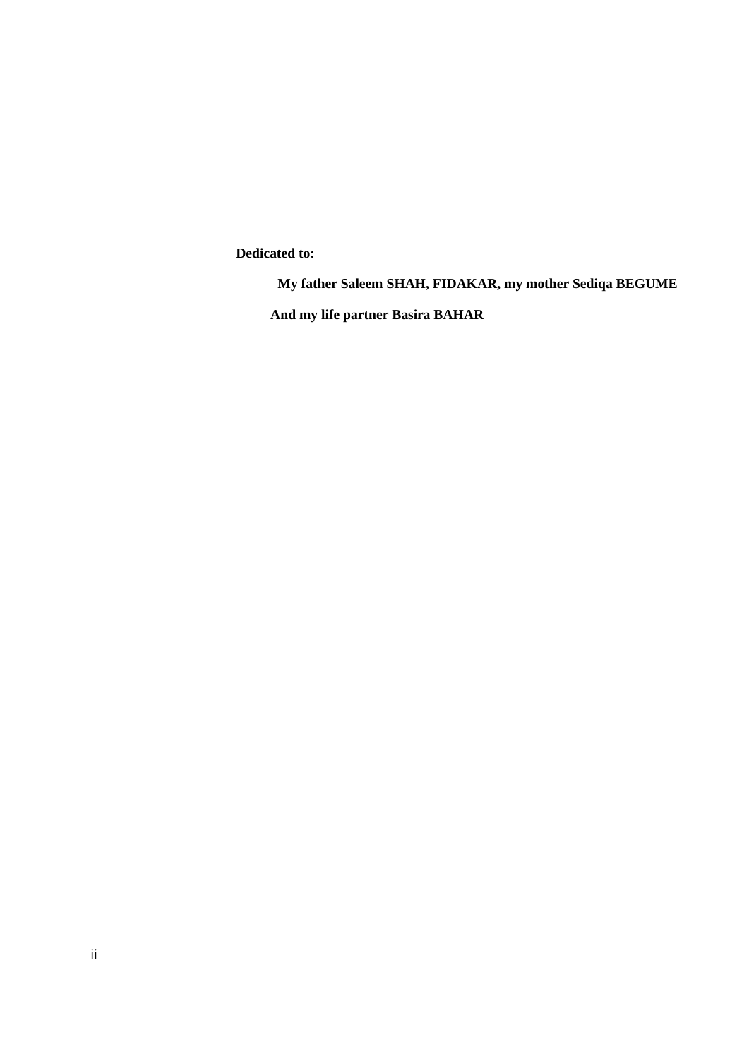**Dedicated to:**

**My father Saleem SHAH, FIDAKAR, my mother Sediqa BEGUME**

**And my life partner Basira BAHAR**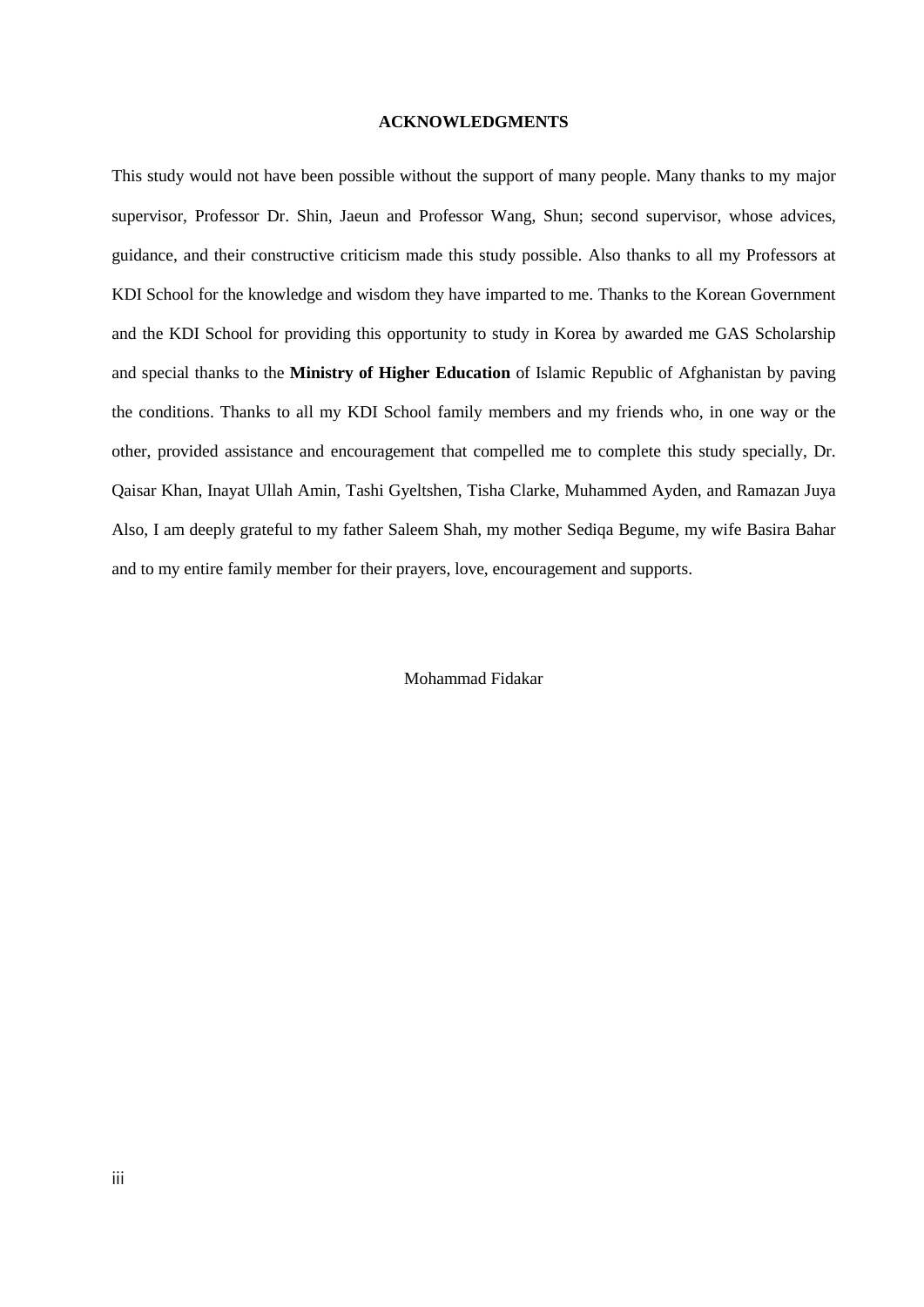## ACKNOWLEDGMENTS

This study would not have been possible without the support of many people. Many thanks to my major supervisor, Professor Dr. Shin, Jaeun and Professor Wang, Shun; second supervisor, whose advices, guidance, and their constructive criticism made this study possible. Also thanks to all my Professors at KDI School for the knowledge and wisdom they have imparted to me. Thanks to the Korean Government and the KDI School for providing this opportunity to study in Korea by awarded me GAS Scholarship and special thanks to the **Ministry of Higher Education** of Islamic Republic of Afghanistan by paving the conditions. Thanks to all my KDI School family members and my friends who, in one way or the other, provided assistance and encouragement that compelled me to complete this study specially, Dr. Qaisar Khan, Inayat Ullah Amin, Tashi Gyeltshen, Tisha Clarke, Muhammed Ayden, and Ramazan Juya Also, I am deeply grateful to my father Saleem Shah, my mother Sediqa Begume, my wife Basira Bahar and to my entire family member for their prayers, love, encouragement and supports.

Mohammad Fidakar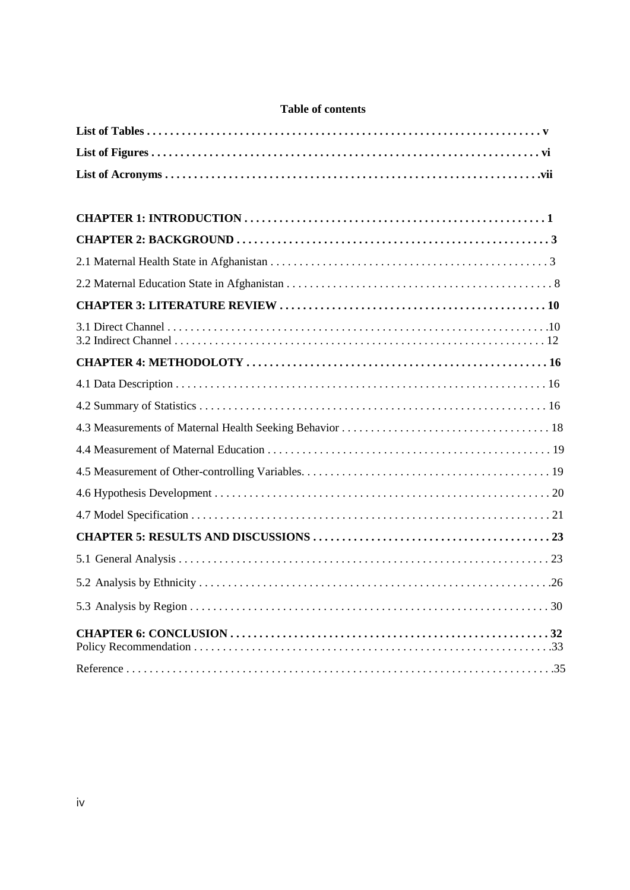**Table of contents**

**List of Tables . . . . . . . . . . . . . . . . . . . . . . . . . . . . . . . . . . . . . . . . . . . . . . . . . . . . . . . . . . . . . . . . . v**

**List of Figures . . . . . . . . . . . . . . . . . . . . . . . . . . . . . . . . . . . . . . . . . . . . . . . . . . . . . . . . . . . . . . . . vi**

**List of Acronyms . . . . . . . . . . . . . . . . . . . . . . . . . . . . . . . . . . . . . . . . . . . . . . . . . . . . . . . . . . . . . .vii**

**CHAPTER 1: INTRODUCTION . . . . . . . . . . . . . . . . . . . . . . . . . . . . . . . . . . . . . . . . . . . . . . . . . . . 1**

**CHAPTER 2: BACKGROUND . . . . . . . . . . . . . . . . . . . . . . . . . . . . . . . . . . . . . . . . . . . . . . . . . . . . 3**

2.1 Maternal Health State in Afghanistan . . . . . . . . . . . . . . . . . . . . . . . . . . . . . . . . . . . . . . . . . . . . . . . 3

2.2 Maternal Education State in Afghanistan . . . . . . . . . . . . . . . . . . . . . . . . . . . . . . . . . . . . . . . . . . . . . 8

**CHAPTER 3: LITERATURE REVIEW . . . . . . . . . . . . . . . . . . . . . . . . . . . . . . . . . . . . . . . . . . . . 10**

3.1 Direct Channel . . . . . . . . . . . . . . . . . . . . . . . . . . . . . . . . . . . . . . . . . . . . . . . . . . . . . . . . . . . . . . . .10

3.2 Indirect Channel . . . . . . . . . . . . . . . . . . . . . . . . . . . . . . . . . . . . . . . . . . . . . . . . . . . . . . . . . . . . . . 12

**CHAPTER 4: METHODOLOTY . . . . . . . . . . . . . . . . . . . . . . . . . . . . . . . . . . . . . . . . . . . . . . . . . . 16**

4.1 Data Description . . . . . . . . . . . . . . . . . . . . . . . . . . . . . . . . . . . . . . . . . . . . . . . . . . . . . . . . . . . . . 16

4.2 Summary of Statistics . . . . . . . . . . . . . . . . . . . . . . . . . . . . . . . . . . . . . . . . . . . . . . . . . . . . . . . . . 16

4.3 Measurements of Maternal Health Seeking Behavior . . . . . . . . . . . . . . . . . . . . . . . . . . . . . . . . . . . 18

4.4 Measurement of Maternal Education . . . . . . . . . . . . . . . . . . . . . . . . . . . . . . . . . . . . . . . . . . . . . . . 19

4.5 Measurement of Other-controlling Variables. . . . . . . . . . . . . . . . . . . . . . . . . . . . . . . . . . . . . . . . . . 19

4.6 Hypothesis Development . . . . . . . . . . . . . . . . . . . . . . . . . . . . . . . . . . . . . . . . . . . . . . . . . . . . . . . 20

4.7 Model Specification . . . . . . . . . . . . . . . . . . . . . . . . . . . . . . . . . . . . . . . . . . . . . . . . . . . . . . . . . . . 21

**CHAPTER 5: RESULTS AND DISCUSSIONS . . . . . . . . . . . . . . . . . . . . . . . . . . . . . . . . . . . . . . . . 23**

5.1 General Analysis . . . . . . . . . . . . . . . . . . . . . . . . . . . . . . . . . . . . . . . . . . . . . . . . . . . . . . . . . . . . . 23

5.2 Analysis by Ethnicity . . . . . . . . . . . . . . . . . . . . . . . . . . . . . . . . . . . . . . . . . . . . . . . . . . . . . . . . . .26

5.3 Analysis by Region . . . . . . . . . . . . . . . . . . . . . . . . . . . . . . . . . . . . . . . . . . . . . . . . . . . . . . . . . . . 30

**CHAPTER 6: CONCLUSION . . . . . . . . . . . . . . . . . . . . . . . . . . . . . . . . . . . . . . . . . . . . . . . . . . . . 32**

Policy Recommendation . . . . . . . . . . . . . . . . . . . . . . . . . . . . . . . . . . . . . . . . . . . . . . . . . . . . . . . . . .33

Reference . . . . . . . . . . . . . . . . . . . . . . . . . . . . . . . . . . . . . . . . . . . . . . . . . . . . . . . . . . . . . . . . . . . . .35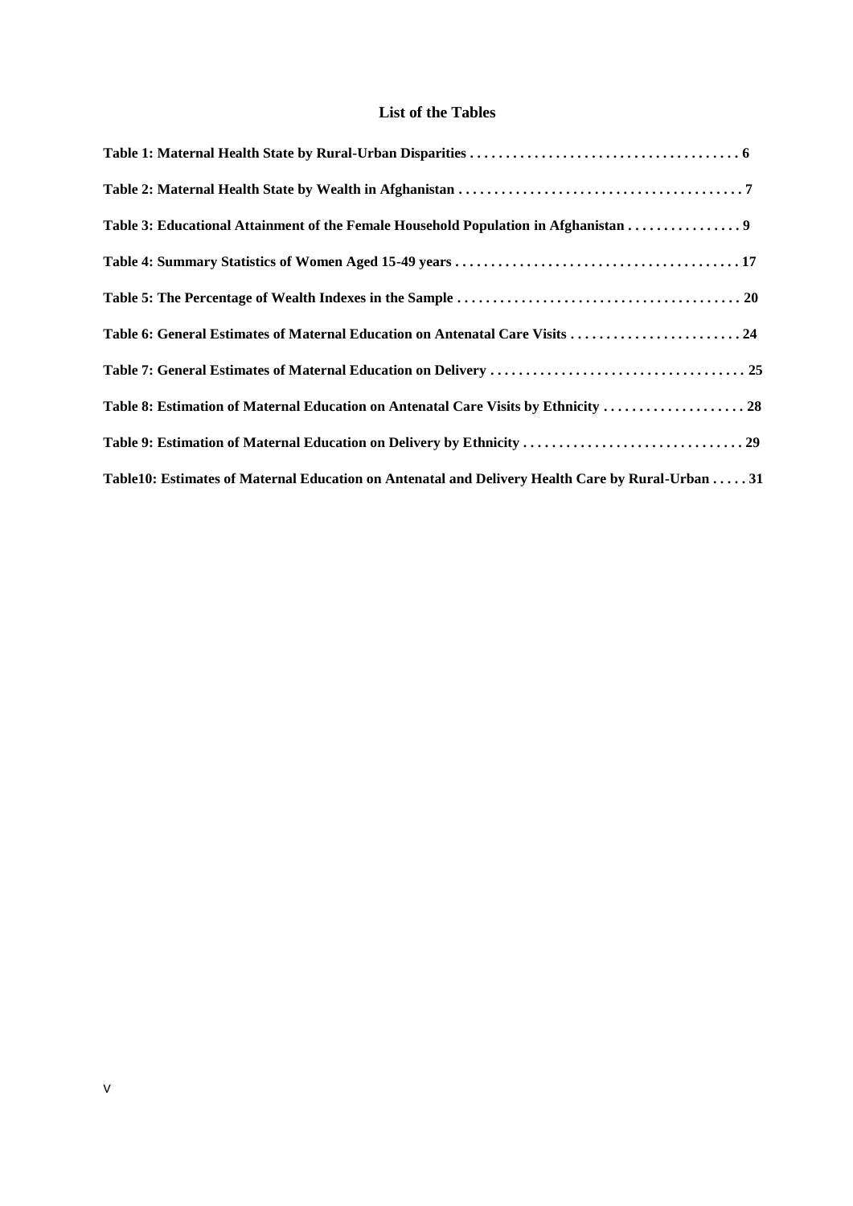## List of the Tables

**Table 1: Maternal Health State by Rural-Urban Disparities . . . . . . . . . . . . . . . . . . . . . . . . . . . . . . . . . . . . . 6**

**Table 2: Maternal Health State by Wealth in Afghanistan . . . . . . . . . . . . . . . . . . . . . . . . . . . . . . . . . . . . . . . 7**

**Table 3: Educational Attainment of the Female Household Population in Afghanistan . . . . . . . . . . . . . . . . 9**

**Table 4: Summary Statistics of Women Aged 15-49 years . . . . . . . . . . . . . . . . . . . . . . . . . . . . . . . . . . . . . . . 17**

**Table 5: The Percentage of Wealth Indexes in the Sample . . . . . . . . . . . . . . . . . . . . . . . . . . . . . . . . . . . . . . . 20**

**Table 6: General Estimates of Maternal Education on Antenatal Care Visits . . . . . . . . . . . . . . . . . . . . . . . . 24**

**Table 7: General Estimates of Maternal Education on Delivery . . . . . . . . . . . . . . . . . . . . . . . . . . . . . . . . . . . 25**

**Table 8: Estimation of Maternal Education on Antenatal Care Visits by Ethnicity . . . . . . . . . . . . . . . . . . . . 28**

**Table 9: Estimation of Maternal Education on Delivery by Ethnicity . . . . . . . . . . . . . . . . . . . . . . . . . . . . . . . 29**

**Table10: Estimates of Maternal Education on Antenatal and Delivery Health Care by Rural-Urban . . . . . 31**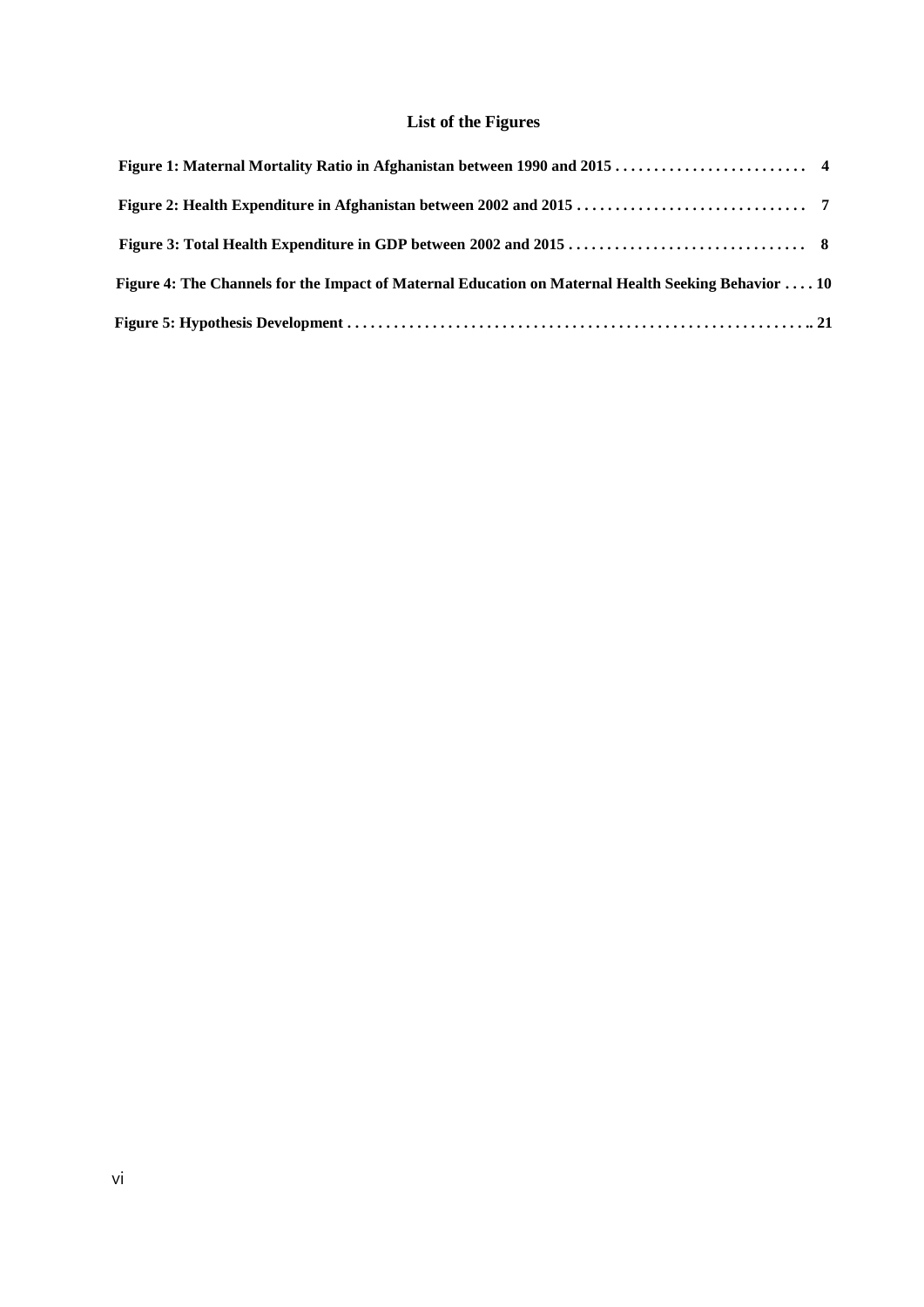## List of the Figures

**Figure 1: Maternal Mortality Ratio in Afghanistan between 1990 and 2015 . . . . . . . . . . . . . . . . . . . . . . . . . 4**

**Figure 2: Health Expenditure in Afghanistan between 2002 and 2015 . . . . . . . . . . . . . . . . . . . . . . . . . . . . . 7**

**Figure 3: Total Health Expenditure in GDP between 2002 and 2015 . . . . . . . . . . . . . . . . . . . . . . . . . . . . . . 8**

**Figure 4: The Channels for the Impact of Maternal Education on Maternal Health Seeking Behavior . . . . 10**

**Figure 5: Hypothesis Development . . . . . . . . . . . . . . . . . . . . . . . . . . . . . . . . . . . . . . . . . . . . . . . . . . . . . . . . . .. 21**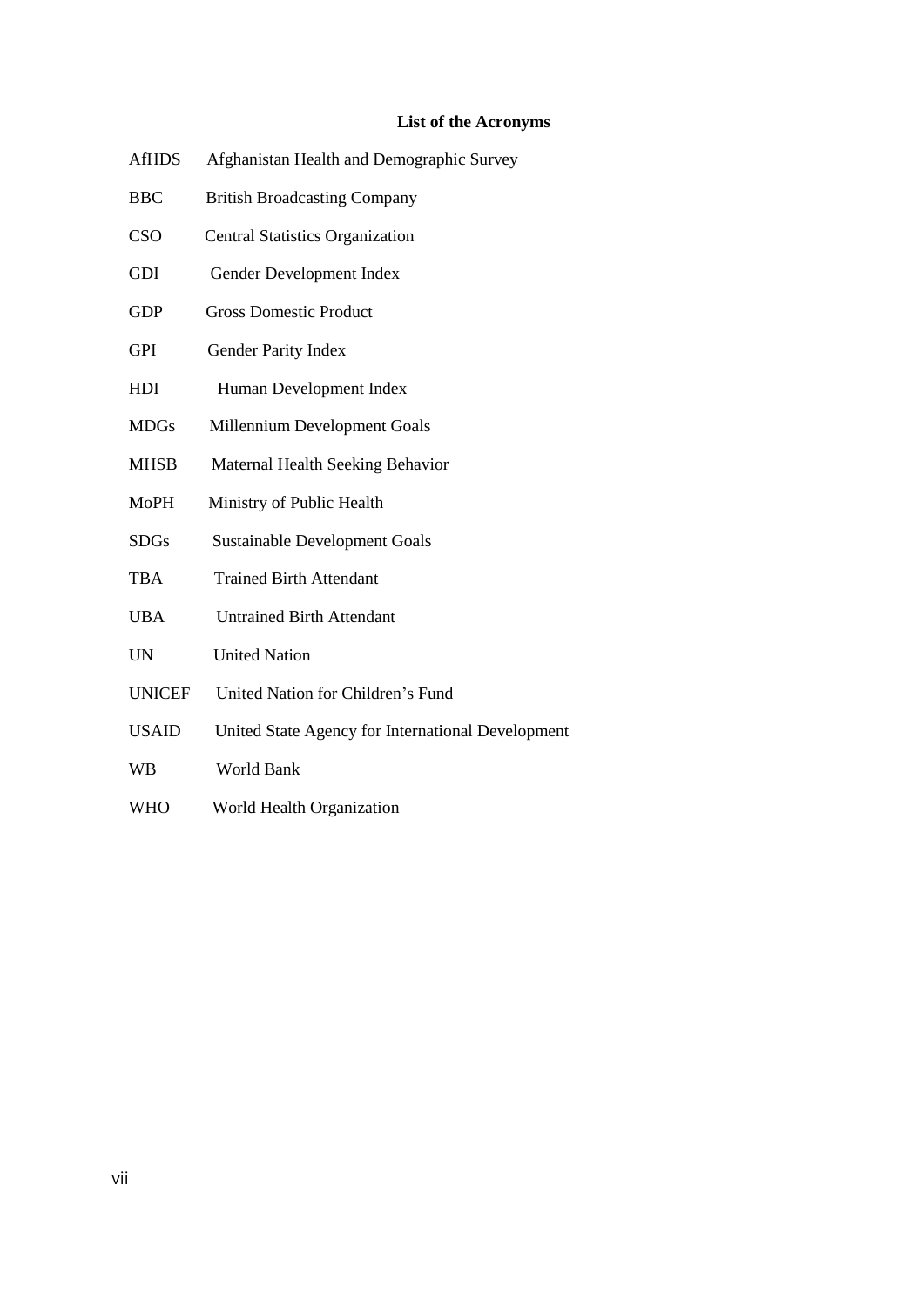## List of the Acronyms

| | |
|---|---|
| AfHDS | Afghanistan Health and Demographic Survey |
| BBC | British Broadcasting Company |
| CSO | Central Statistics Organization |
| GDI | Gender Development Index |
| GDP | Gross Domestic Product |
| GPI | Gender Parity Index |
| HDI | Human Development Index |
| MDGs | Millennium Development Goals |
| MHSB | Maternal Health Seeking Behavior |
| MoPH | Ministry of Public Health |
| SDGs | Sustainable Development Goals |
| TBA | Trained Birth Attendant |
| UBA | Untrained Birth Attendant |
| UN | United Nation |
| UNICEF | United Nation for Children's Fund |
| USAID | United State Agency for International Development |
| WB | World Bank |
| WHO | World Health Organization |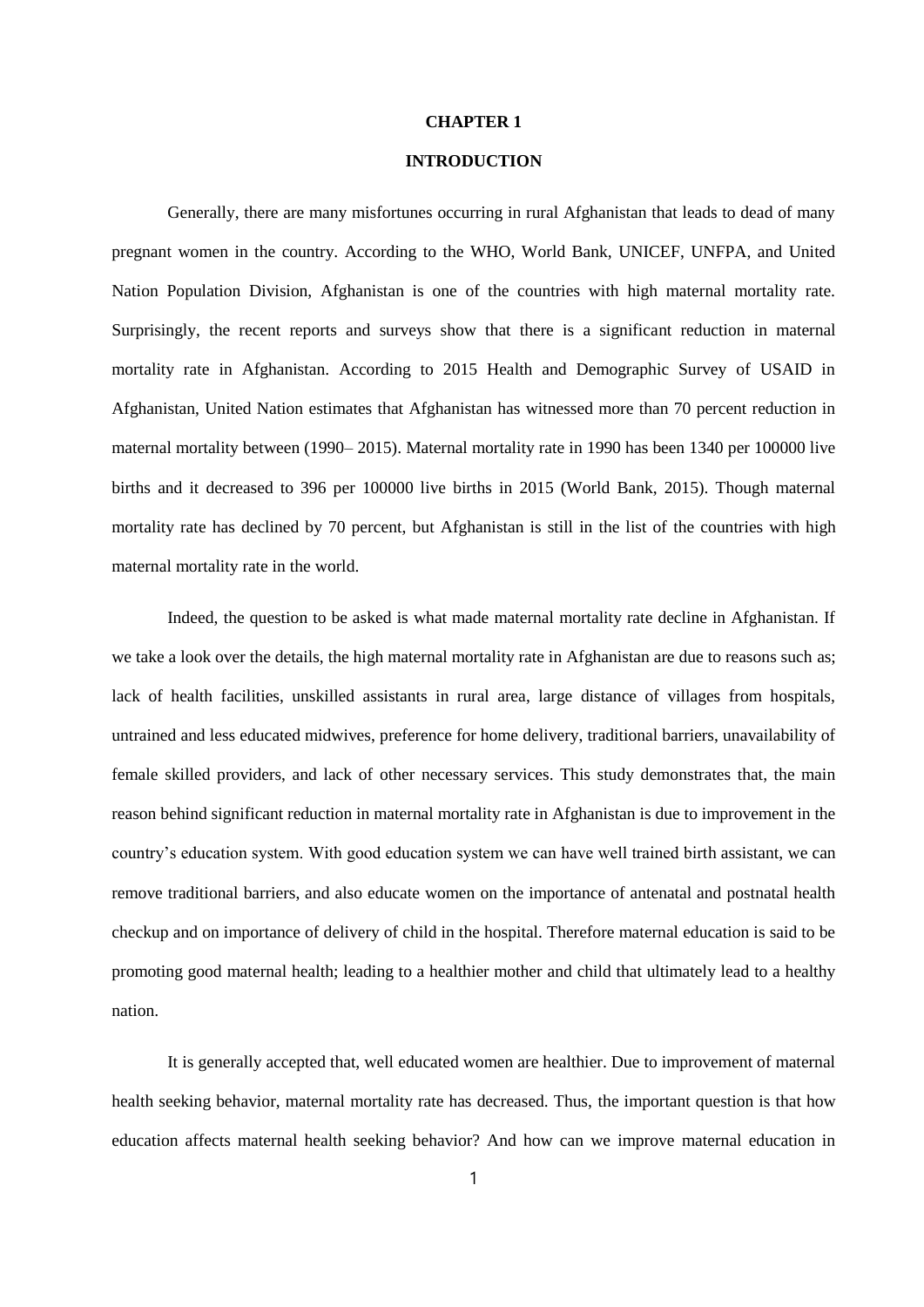# CHAPTER 1

# INTRODUCTION

Generally, there are many misfortunes occurring in rural Afghanistan that leads to dead of many pregnant women in the country. According to the WHO, World Bank, UNICEF, UNFPA, and United Nation Population Division, Afghanistan is one of the countries with high maternal mortality rate. Surprisingly, the recent reports and surveys show that there is a significant reduction in maternal mortality rate in Afghanistan. According to 2015 Health and Demographic Survey of USAID in Afghanistan, United Nation estimates that Afghanistan has witnessed more than 70 percent reduction in maternal mortality between (1990– 2015). Maternal mortality rate in 1990 has been 1340 per 100000 live births and it decreased to 396 per 100000 live births in 2015 (World Bank, 2015). Though maternal mortality rate has declined by 70 percent, but Afghanistan is still in the list of the countries with high maternal mortality rate in the world.

Indeed, the question to be asked is what made maternal mortality rate decline in Afghanistan. If we take a look over the details, the high maternal mortality rate in Afghanistan are due to reasons such as; lack of health facilities, unskilled assistants in rural area, large distance of villages from hospitals, untrained and less educated midwives, preference for home delivery, traditional barriers, unavailability of female skilled providers, and lack of other necessary services. This study demonstrates that, the main reason behind significant reduction in maternal mortality rate in Afghanistan is due to improvement in the country's education system. With good education system we can have well trained birth assistant, we can remove traditional barriers, and also educate women on the importance of antenatal and postnatal health checkup and on importance of delivery of child in the hospital. Therefore maternal education is said to be promoting good maternal health; leading to a healthier mother and child that ultimately lead to a healthy nation.

It is generally accepted that, well educated women are healthier. Due to improvement of maternal health seeking behavior, maternal mortality rate has decreased. Thus, the important question is that how education affects maternal health seeking behavior? And how can we improve maternal education in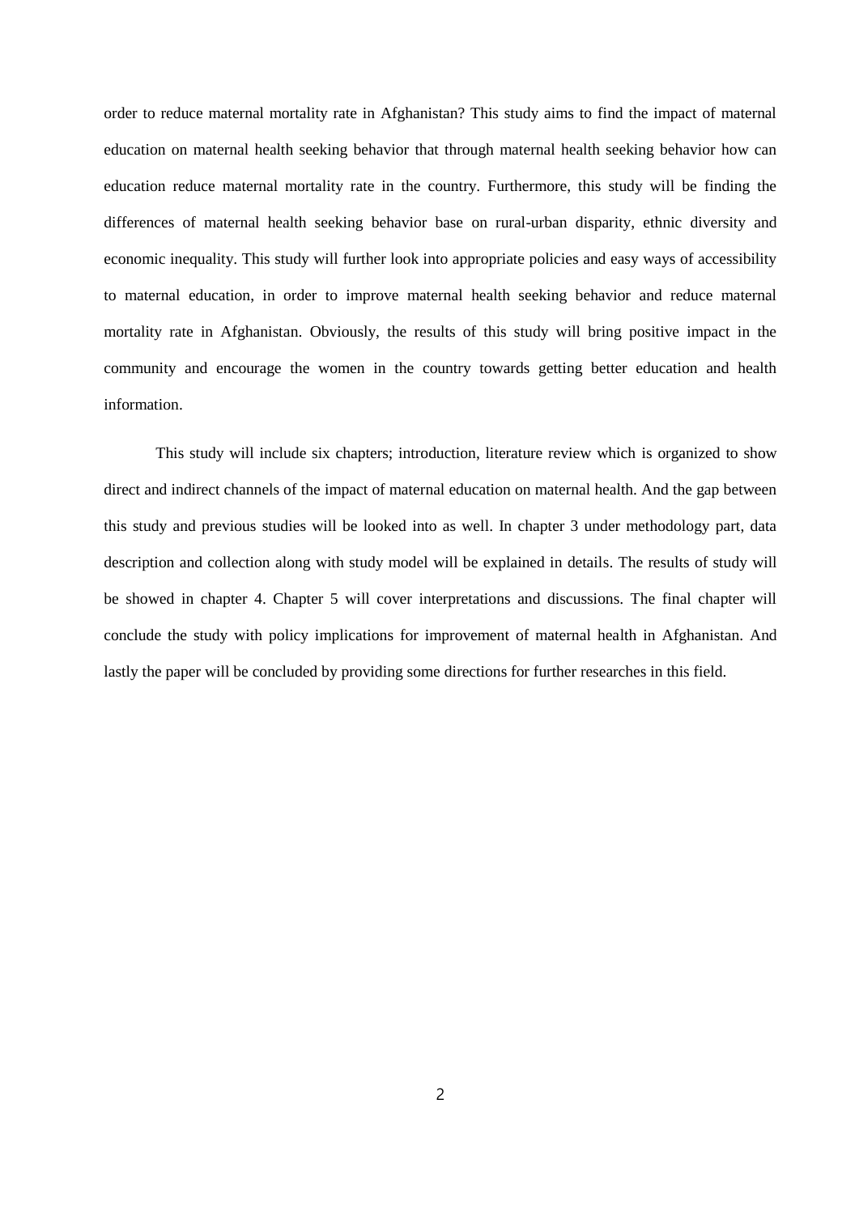order to reduce maternal mortality rate in Afghanistan? This study aims to find the impact of maternal education on maternal health seeking behavior that through maternal health seeking behavior how can education reduce maternal mortality rate in the country. Furthermore, this study will be finding the differences of maternal health seeking behavior base on rural-urban disparity, ethnic diversity and economic inequality. This study will further look into appropriate policies and easy ways of accessibility to maternal education, in order to improve maternal health seeking behavior and reduce maternal mortality rate in Afghanistan. Obviously, the results of this study will bring positive impact in the community and encourage the women in the country towards getting better education and health information.

This study will include six chapters; introduction, literature review which is organized to show direct and indirect channels of the impact of maternal education on maternal health. And the gap between this study and previous studies will be looked into as well. In chapter 3 under methodology part, data description and collection along with study model will be explained in details. The results of study will be showed in chapter 4. Chapter 5 will cover interpretations and discussions. The final chapter will conclude the study with policy implications for improvement of maternal health in Afghanistan. And lastly the paper will be concluded by providing some directions for further researches in this field.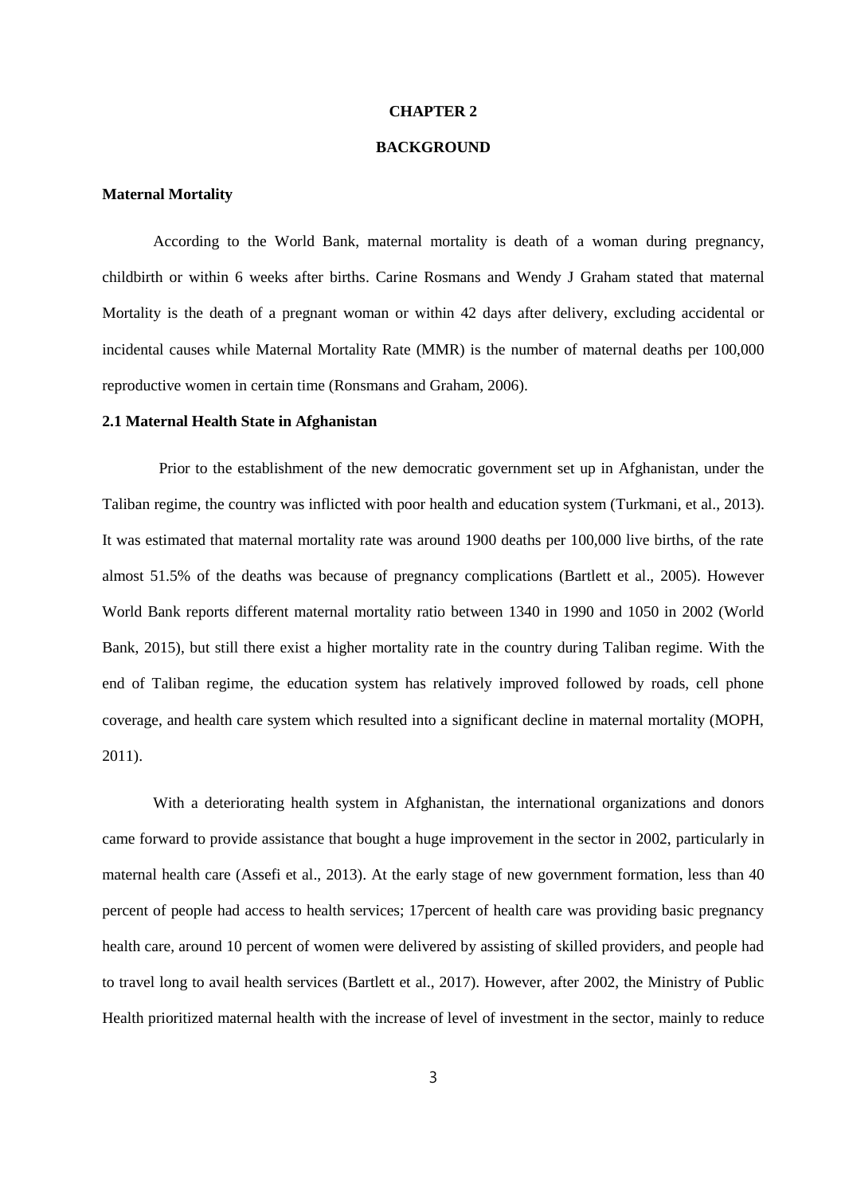# CHAPTER 2

# BACKGROUND

### Maternal Mortality

According to the World Bank, maternal mortality is death of a woman during pregnancy, childbirth or within 6 weeks after births. Carine Rosmans and Wendy J Graham stated that maternal Mortality is the death of a pregnant woman or within 42 days after delivery, excluding accidental or incidental causes while Maternal Mortality Rate (MMR) is the number of maternal deaths per 100,000 reproductive women in certain time (Ronsmans and Graham, 2006).

### 2.1 Maternal Health State in Afghanistan

Prior to the establishment of the new democratic government set up in Afghanistan, under the Taliban regime, the country was inflicted with poor health and education system (Turkmani, et al., 2013). It was estimated that maternal mortality rate was around 1900 deaths per 100,000 live births, of the rate almost 51.5% of the deaths was because of pregnancy complications (Bartlett et al., 2005). However World Bank reports different maternal mortality ratio between 1340 in 1990 and 1050 in 2002 (World Bank, 2015), but still there exist a higher mortality rate in the country during Taliban regime. With the end of Taliban regime, the education system has relatively improved followed by roads, cell phone coverage, and health care system which resulted into a significant decline in maternal mortality (MOPH, 2011).

With a deteriorating health system in Afghanistan, the international organizations and donors came forward to provide assistance that bought a huge improvement in the sector in 2002, particularly in maternal health care (Assefi et al., 2013). At the early stage of new government formation, less than 40 percent of people had access to health services; 17percent of health care was providing basic pregnancy health care, around 10 percent of women were delivered by assisting of skilled providers, and people had to travel long to avail health services (Bartlett et al., 2017). However, after 2002, the Ministry of Public Health prioritized maternal health with the increase of level of investment in the sector, mainly to reduce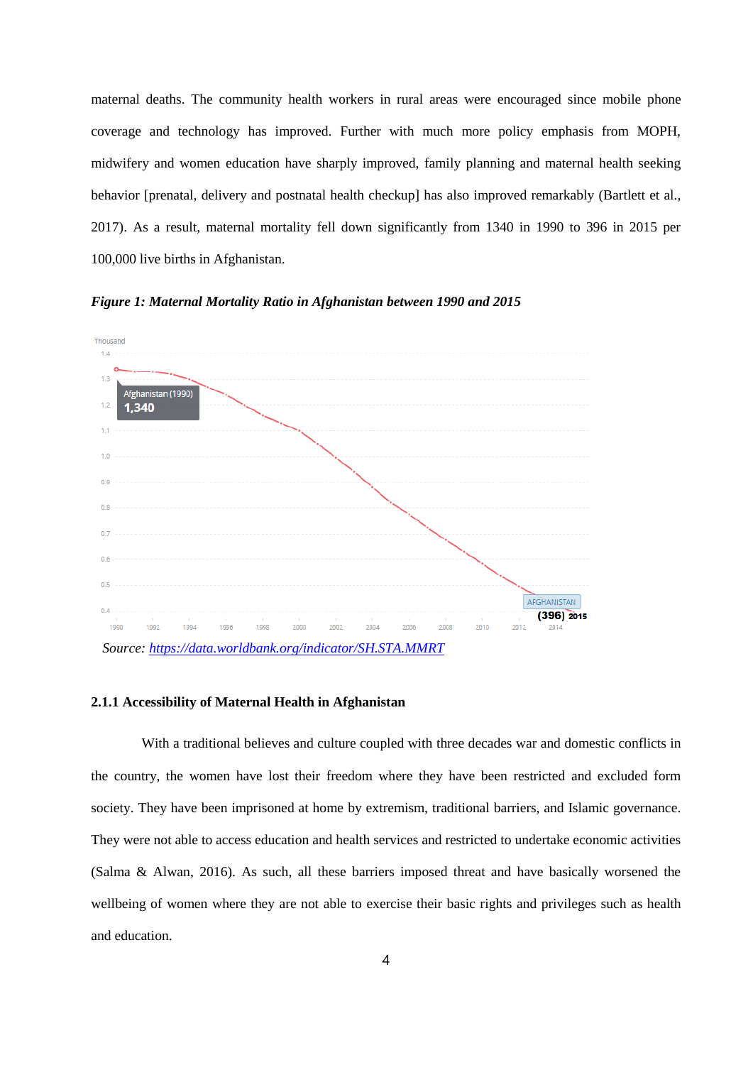maternal deaths. The community health workers in rural areas were encouraged since mobile phone coverage and technology has improved. Further with much more policy emphasis from MOPH, midwifery and women education have sharply improved, family planning and maternal health seeking behavior [prenatal, delivery and postnatal health checkup] has also improved remarkably (Bartlett et al., 2017). As a result, maternal mortality fell down significantly from 1340 in 1990 to 396 in 2015 per 100,000 live births in Afghanistan.

***Figure 1: Maternal Mortality Ratio in Afghanistan between 1990 and 2015***

*Source: https://data.worldbank.org/indicator/SH.STA.MMRT*

### 2.1.1 Accessibility of Maternal Health in Afghanistan

With a traditional believes and culture coupled with three decades war and domestic conflicts in the country, the women have lost their freedom where they have been restricted and excluded form society. They have been imprisoned at home by extremism, traditional barriers, and Islamic governance. They were not able to access education and health services and restricted to undertake economic activities (Salma & Alwan, 2016). As such, all these barriers imposed threat and have basically worsened the wellbeing of women where they are not able to exercise their basic rights and privileges such as health and education.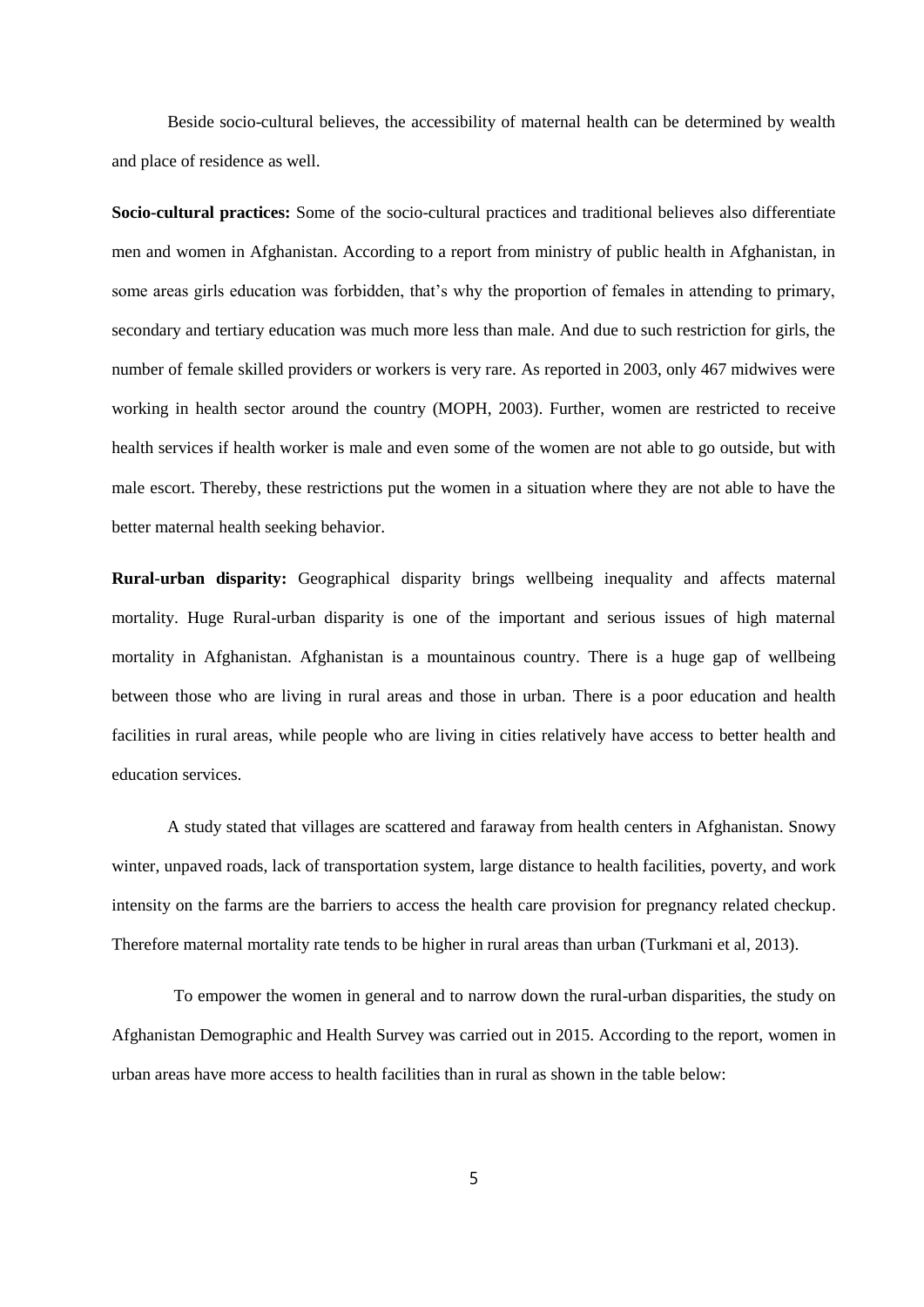Beside socio-cultural believes, the accessibility of maternal health can be determined by wealth and place of residence as well.

**Socio-cultural practices:** Some of the socio-cultural practices and traditional believes also differentiate men and women in Afghanistan. According to a report from ministry of public health in Afghanistan, in some areas girls education was forbidden, that's why the proportion of females in attending to primary, secondary and tertiary education was much more less than male. And due to such restriction for girls, the number of female skilled providers or workers is very rare. As reported in 2003, only 467 midwives were working in health sector around the country (MOPH, 2003). Further, women are restricted to receive health services if health worker is male and even some of the women are not able to go outside, but with male escort. Thereby, these restrictions put the women in a situation where they are not able to have the better maternal health seeking behavior.

**Rural-urban disparity:** Geographical disparity brings wellbeing inequality and affects maternal mortality. Huge Rural-urban disparity is one of the important and serious issues of high maternal mortality in Afghanistan. Afghanistan is a mountainous country. There is a huge gap of wellbeing between those who are living in rural areas and those in urban. There is a poor education and health facilities in rural areas, while people who are living in cities relatively have access to better health and education services.

A study stated that villages are scattered and faraway from health centers in Afghanistan. Snowy winter, unpaved roads, lack of transportation system, large distance to health facilities, poverty, and work intensity on the farms are the barriers to access the health care provision for pregnancy related checkup. Therefore maternal mortality rate tends to be higher in rural areas than urban (Turkmani et al, 2013).

To empower the women in general and to narrow down the rural-urban disparities, the study on Afghanistan Demographic and Health Survey was carried out in 2015. According to the report, women in urban areas have more access to health facilities than in rural as shown in the table below: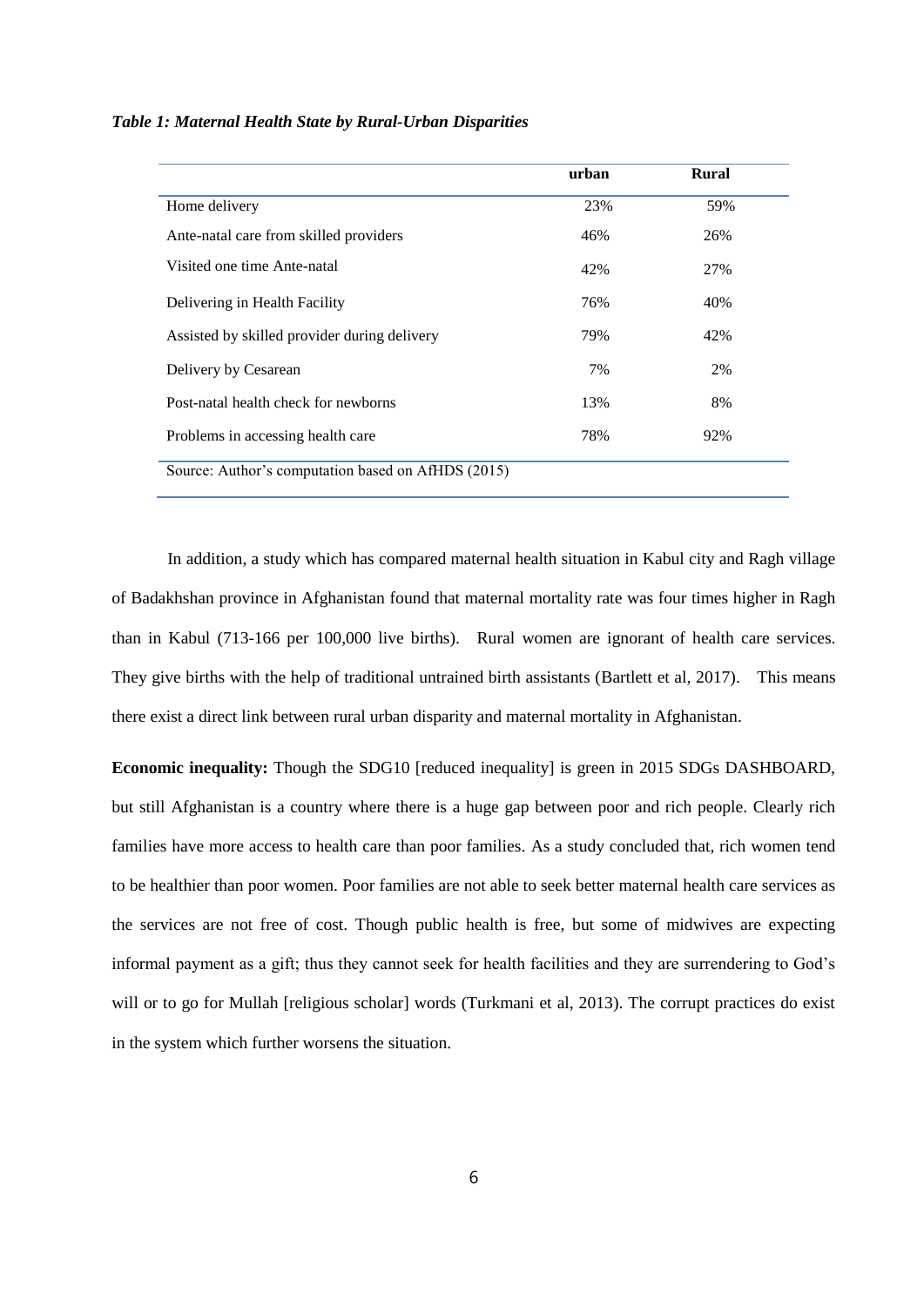***Table 1: Maternal Health State by Rural-Urban Disparities***

| | urban | Rural |
|---|---|---|
| Home delivery | 23% | 59% |
| Ante-natal care from skilled providers | 46% | 26% |
| Visited one time Ante-natal | 42% | 27% |
| Delivering in Health Facility | 76% | 40% |
| Assisted by skilled provider during delivery | 79% | 42% |
| Delivery by Cesarean | 7% | 2% |
| Post-natal health check for newborns | 13% | 8% |
| Problems in accessing health care | 78% | 92% |

Source: Author's computation based on AfHDS (2015)

In addition, a study which has compared maternal health situation in Kabul city and Ragh village of Badakhshan province in Afghanistan found that maternal mortality rate was four times higher in Ragh than in Kabul (713-166 per 100,000 live births). Rural women are ignorant of health care services. They give births with the help of traditional untrained birth assistants (Bartlett et al, 2017). This means there exist a direct link between rural urban disparity and maternal mortality in Afghanistan.

**Economic inequality:** Though the SDG10 [reduced inequality] is green in 2015 SDGs DASHBOARD, but still Afghanistan is a country where there is a huge gap between poor and rich people. Clearly rich families have more access to health care than poor families. As a study concluded that, rich women tend to be healthier than poor women. Poor families are not able to seek better maternal health care services as the services are not free of cost. Though public health is free, but some of midwives are expecting informal payment as a gift; thus they cannot seek for health facilities and they are surrendering to God's will or to go for Mullah [religious scholar] words (Turkmani et al, 2013). The corrupt practices do exist in the system which further worsens the situation.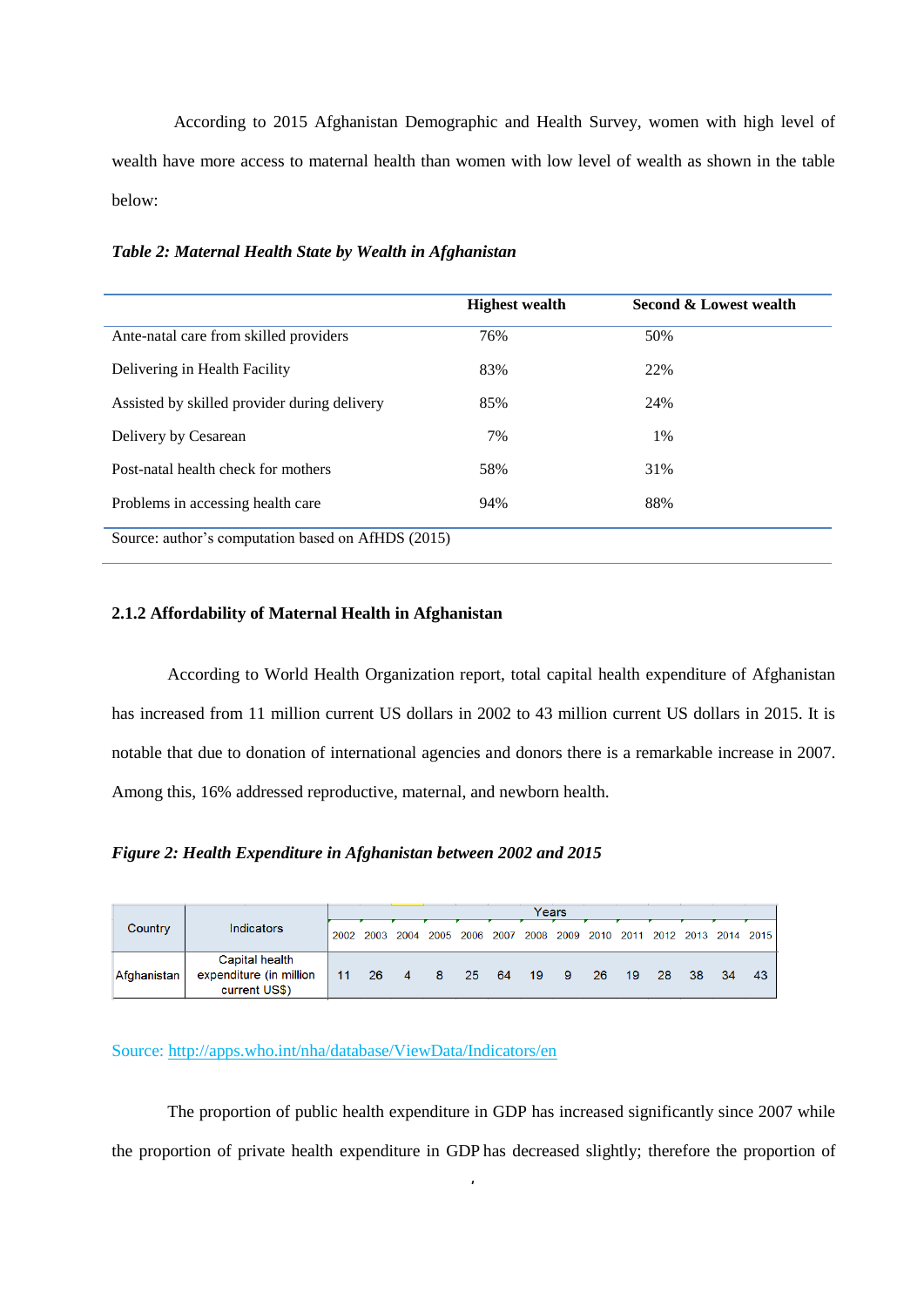According to 2015 Afghanistan Demographic and Health Survey, women with high level of wealth have more access to maternal health than women with low level of wealth as shown in the table below:

***Table 2: Maternal Health State by Wealth in Afghanistan***

| | Highest wealth | Second & Lowest wealth |
|---|---|---|
| Ante-natal care from skilled providers | 76% | 50% |
| Delivering in Health Facility | 83% | 22% |
| Assisted by skilled provider during delivery | 85% | 24% |
| Delivery by Cesarean | 7% | 1% |
| Post-natal health check for mothers | 58% | 31% |
| Problems in accessing health care | 94% | 88% |

Source: author's computation based on AfHDS (2015)

### 2.1.2 Affordability of Maternal Health in Afghanistan

According to World Health Organization report, total capital health expenditure of Afghanistan has increased from 11 million current US dollars in 2002 to 43 million current US dollars in 2015. It is notable that due to donation of international agencies and donors there is a remarkable increase in 2007. Among this, 16% addressed reproductive, maternal, and newborn health.

***Figure 2: Health Expenditure in Afghanistan between 2002 and 2015***

| Country | Indicators | Years | | | | | | | | | | | | | |
|---|---|---|---|---|---|---|---|---|---|---|---|---|---|---|---|
| | | 2002 | 2003 | 2004 | 2005 | 2006 | 2007 | 2008 | 2009 | 2010 | 2011 | 2012 | 2013 | 2014 | 2015 |
| Afghanistan | Capital health expenditure (in million current US$) | 11 | 26 | 4 | 8 | 25 | 64 | 19 | 9 | 26 | 19 | 28 | 38 | 34 | 43 |

Source: http://apps.who.int/nha/database/ViewData/Indicators/en

The proportion of public health expenditure in GDP has increased significantly since 2007 while the proportion of private health expenditure in GDP has decreased slightly; therefore the proportion of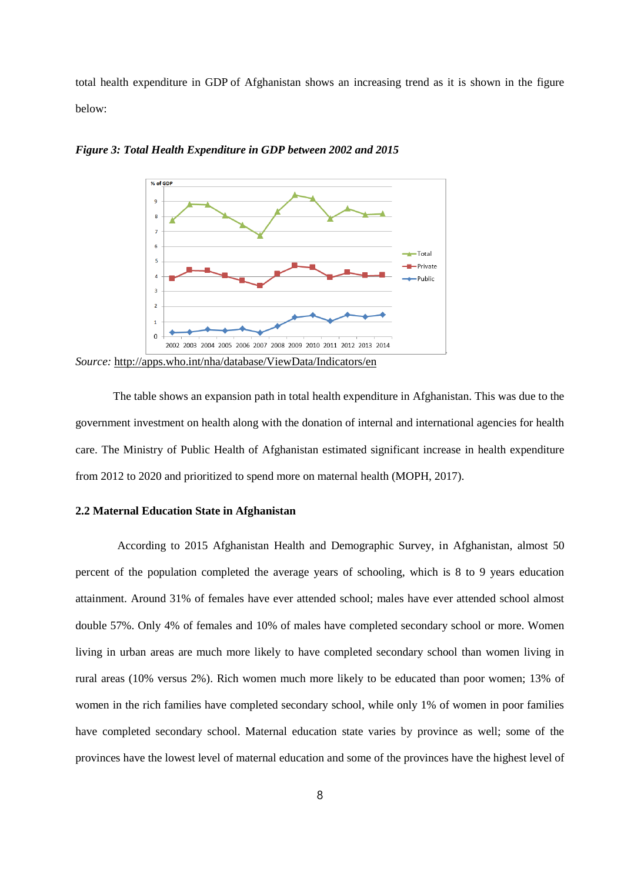total health expenditure in GDP of Afghanistan shows an increasing trend as it is shown in the figure below:

***Figure 3: Total Health Expenditure in GDP between 2002 and 2015***

*Source:* http://apps.who.int/nha/database/ViewData/Indicators/en

The table shows an expansion path in total health expenditure in Afghanistan. This was due to the government investment on health along with the donation of internal and international agencies for health care. The Ministry of Public Health of Afghanistan estimated significant increase in health expenditure from 2012 to 2020 and prioritized to spend more on maternal health (MOPH, 2017).

### 2.2 Maternal Education State in Afghanistan

According to 2015 Afghanistan Health and Demographic Survey, in Afghanistan, almost 50 percent of the population completed the average years of schooling, which is 8 to 9 years education attainment. Around 31% of females have ever attended school; males have ever attended school almost double 57%. Only 4% of females and 10% of males have completed secondary school or more. Women living in urban areas are much more likely to have completed secondary school than women living in rural areas (10% versus 2%). Rich women much more likely to be educated than poor women; 13% of women in the rich families have completed secondary school, while only 1% of women in poor families have completed secondary school. Maternal education state varies by province as well; some of the provinces have the lowest level of maternal education and some of the provinces have the highest level of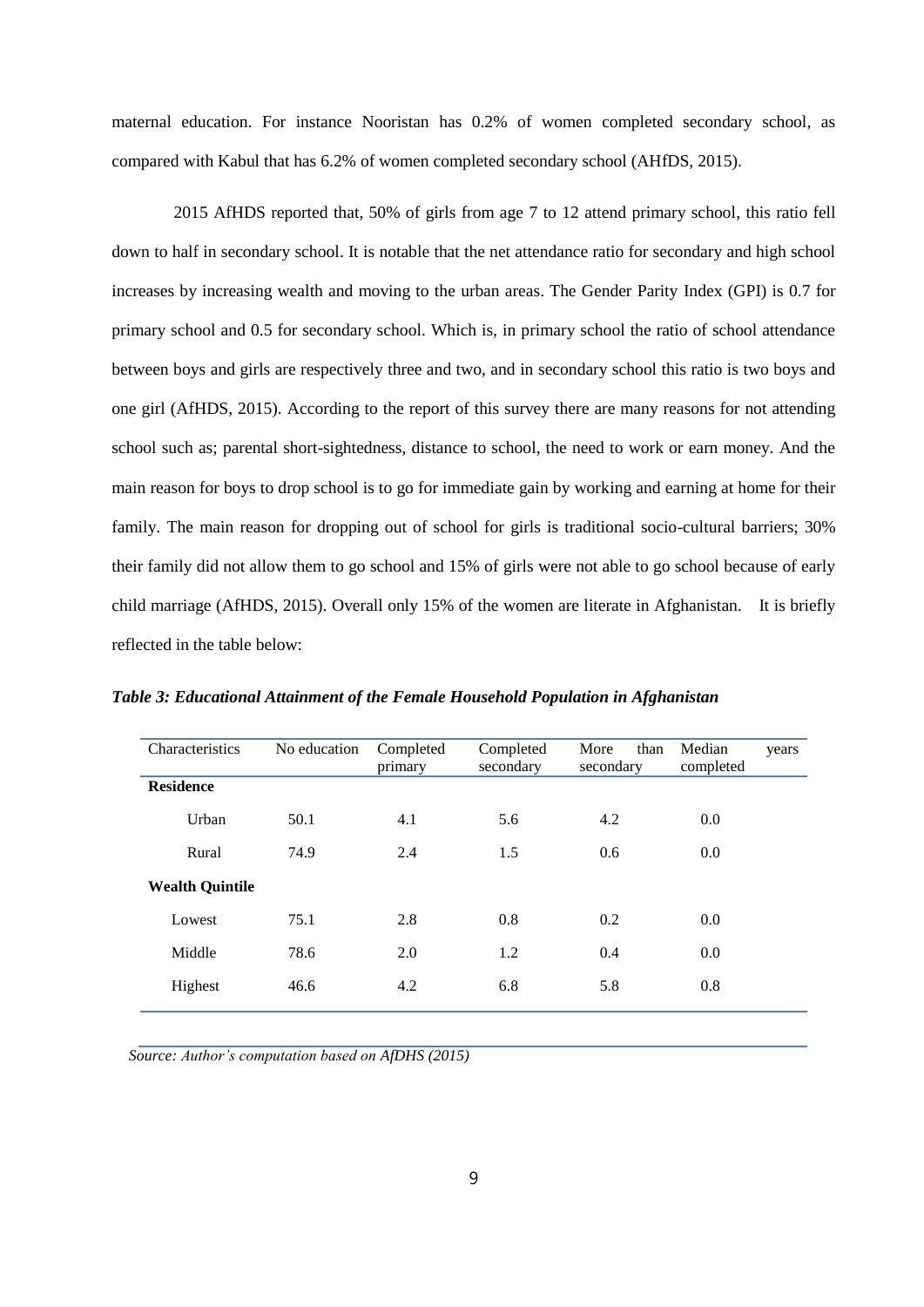maternal education. For instance Nooristan has 0.2% of women completed secondary school, as compared with Kabul that has 6.2% of women completed secondary school (AHfDS, 2015).

2015 AfHDS reported that, 50% of girls from age 7 to 12 attend primary school, this ratio fell down to half in secondary school. It is notable that the net attendance ratio for secondary and high school increases by increasing wealth and moving to the urban areas. The Gender Parity Index (GPI) is 0.7 for primary school and 0.5 for secondary school. Which is, in primary school the ratio of school attendance between boys and girls are respectively three and two, and in secondary school this ratio is two boys and one girl (AfHDS, 2015). According to the report of this survey there are many reasons for not attending school such as; parental short-sightedness, distance to school, the need to work or earn money. And the main reason for boys to drop school is to go for immediate gain by working and earning at home for their family. The main reason for dropping out of school for girls is traditional socio-cultural barriers; 30% their family did not allow them to go school and 15% of girls were not able to go school because of early child marriage (AfHDS, 2015). Overall only 15% of the women are literate in Afghanistan. It is briefly reflected in the table below:

***Table 3: Educational Attainment of the Female Household Population in Afghanistan***

| Characteristics | No education | Completed primary | Completed secondary | More than secondary | Median years completed |
|---|---|---|---|---|---|
| **Residence** | | | | | |
| Urban | 50.1 | 4.1 | 5.6 | 4.2 | 0.0 |
| Rural | 74.9 | 2.4 | 1.5 | 0.6 | 0.0 |
| **Wealth Quintile** | | | | | |
| Lowest | 75.1 | 2.8 | 0.8 | 0.2 | 0.0 |
| Middle | 78.6 | 2.0 | 1.2 | 0.4 | 0.0 |
| Highest | 46.6 | 4.2 | 6.8 | 5.8 | 0.8 |

*Source: Author's computation based on AfDHS (2015)*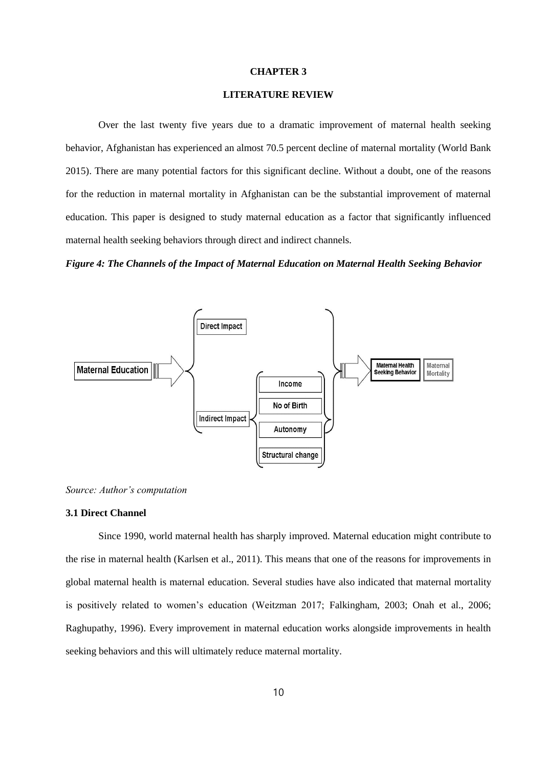# CHAPTER 3

## LITERATURE REVIEW

Over the last twenty five years due to a dramatic improvement of maternal health seeking behavior, Afghanistan has experienced an almost 70.5 percent decline of maternal mortality (World Bank 2015). There are many potential factors for this significant decline. Without a doubt, one of the reasons for the reduction in maternal mortality in Afghanistan can be the substantial improvement of maternal education. This paper is designed to study maternal education as a factor that significantly influenced maternal health seeking behaviors through direct and indirect channels.

***Figure 4: The Channels of the Impact of Maternal Education on Maternal Health Seeking Behavior***

Maternal Education → Direct Impact / Indirect Impact (Income, No of Birth, Autonomy, Structural change) → Maternal Health Seeking Behavior → Maternal Mortality

*Source: Author's computation*

### 3.1 Direct Channel

Since 1990, world maternal health has sharply improved. Maternal education might contribute to the rise in maternal health (Karlsen et al., 2011). This means that one of the reasons for improvements in global maternal health is maternal education. Several studies have also indicated that maternal mortality is positively related to women's education (Weitzman 2017; Falkingham, 2003; Onah et al., 2006; Raghupathy, 1996). Every improvement in maternal education works alongside improvements in health seeking behaviors and this will ultimately reduce maternal mortality.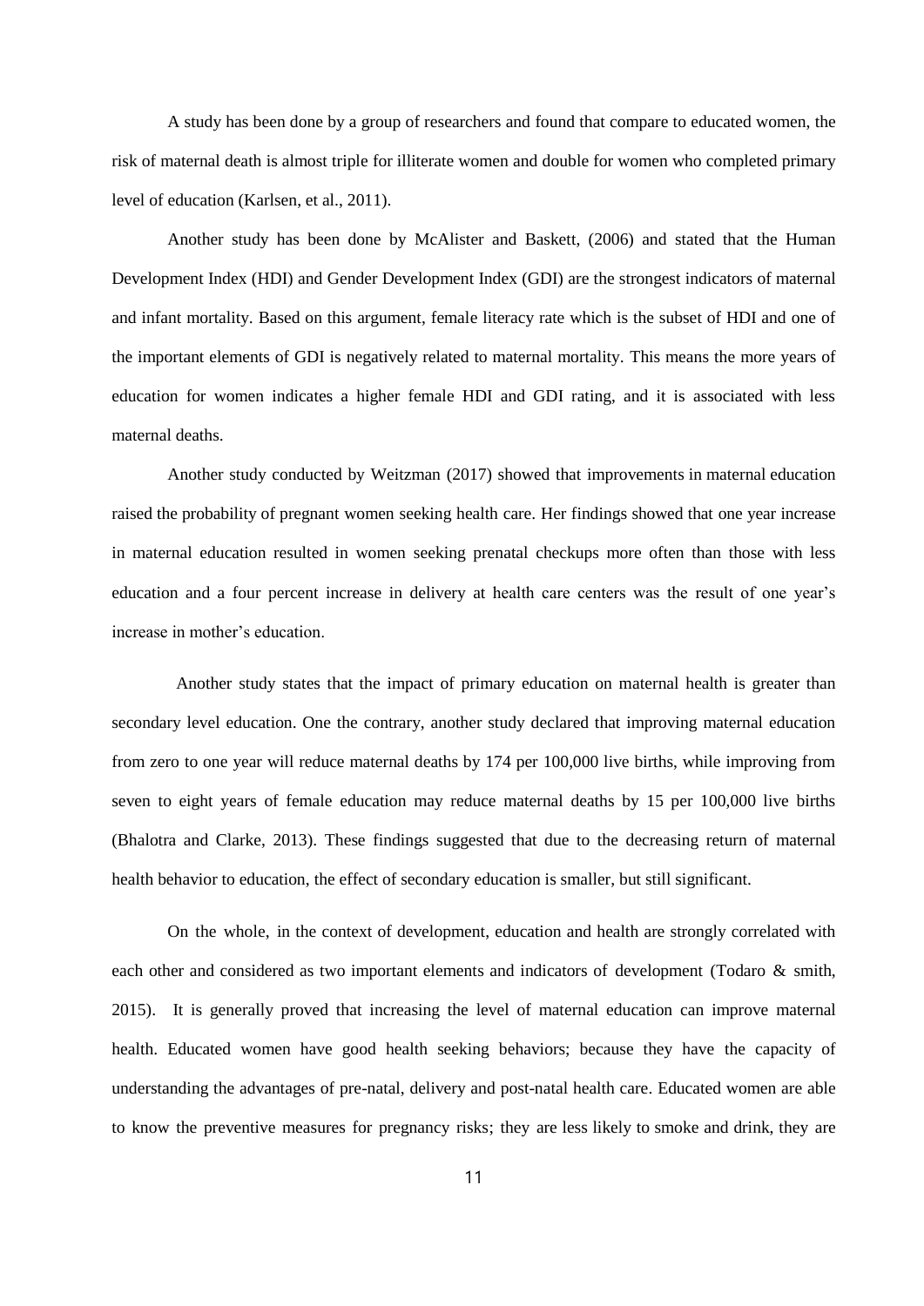A study has been done by a group of researchers and found that compare to educated women, the risk of maternal death is almost triple for illiterate women and double for women who completed primary level of education (Karlsen, et al., 2011).

Another study has been done by McAlister and Baskett, (2006) and stated that the Human Development Index (HDI) and Gender Development Index (GDI) are the strongest indicators of maternal and infant mortality. Based on this argument, female literacy rate which is the subset of HDI and one of the important elements of GDI is negatively related to maternal mortality. This means the more years of education for women indicates a higher female HDI and GDI rating, and it is associated with less maternal deaths.

Another study conducted by Weitzman (2017) showed that improvements in maternal education raised the probability of pregnant women seeking health care. Her findings showed that one year increase in maternal education resulted in women seeking prenatal checkups more often than those with less education and a four percent increase in delivery at health care centers was the result of one year's increase in mother's education.

Another study states that the impact of primary education on maternal health is greater than secondary level education. One the contrary, another study declared that improving maternal education from zero to one year will reduce maternal deaths by 174 per 100,000 live births, while improving from seven to eight years of female education may reduce maternal deaths by 15 per 100,000 live births (Bhalotra and Clarke, 2013). These findings suggested that due to the decreasing return of maternal health behavior to education, the effect of secondary education is smaller, but still significant.

On the whole, in the context of development, education and health are strongly correlated with each other and considered as two important elements and indicators of development (Todaro & smith, 2015). It is generally proved that increasing the level of maternal education can improve maternal health. Educated women have good health seeking behaviors; because they have the capacity of understanding the advantages of pre-natal, delivery and post-natal health care. Educated women are able to know the preventive measures for pregnancy risks; they are less likely to smoke and drink, they are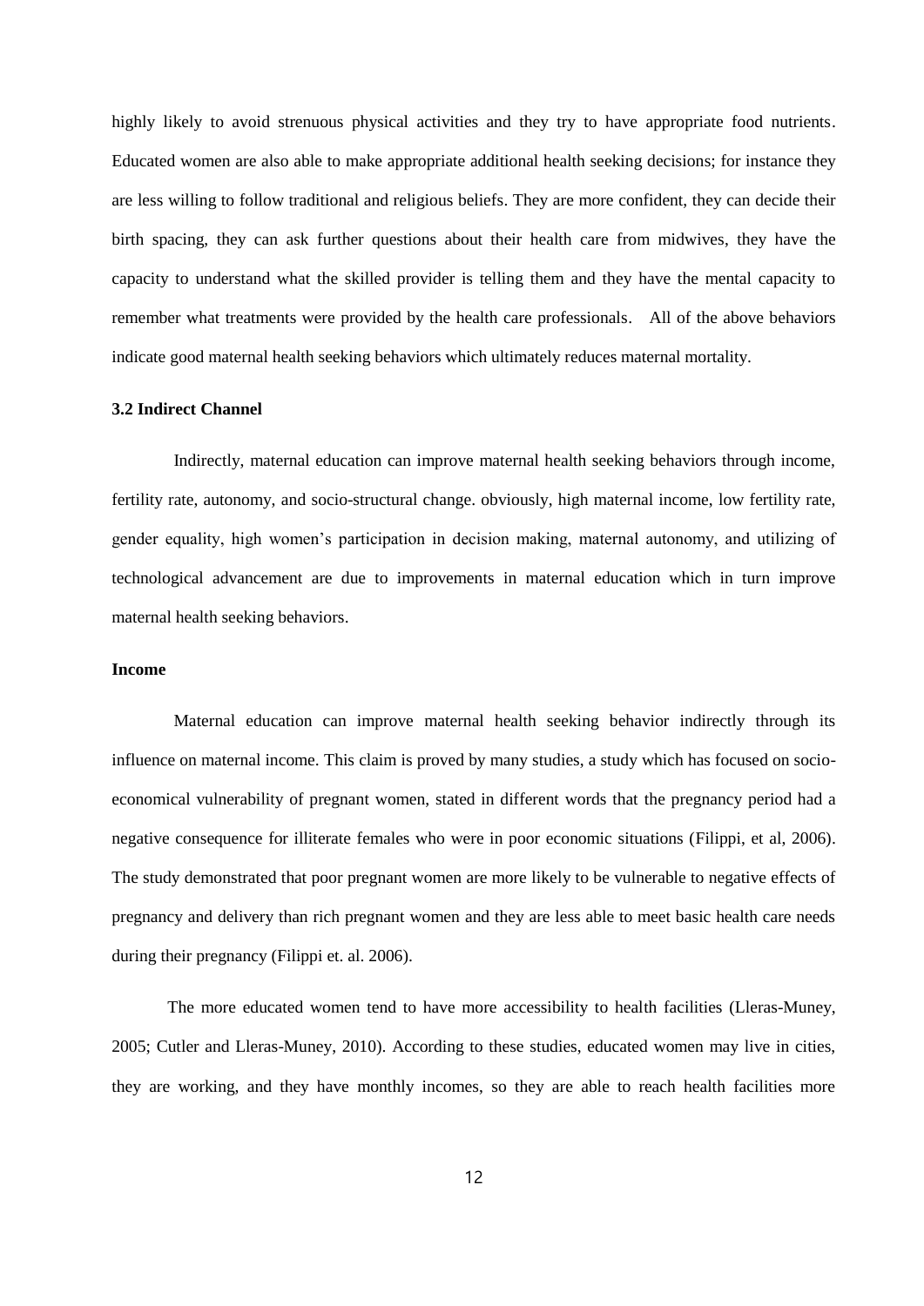highly likely to avoid strenuous physical activities and they try to have appropriate food nutrients. Educated women are also able to make appropriate additional health seeking decisions; for instance they are less willing to follow traditional and religious beliefs. They are more confident, they can decide their birth spacing, they can ask further questions about their health care from midwives, they have the capacity to understand what the skilled provider is telling them and they have the mental capacity to remember what treatments were provided by the health care professionals. All of the above behaviors indicate good maternal health seeking behaviors which ultimately reduces maternal mortality.

### 3.2 Indirect Channel

Indirectly, maternal education can improve maternal health seeking behaviors through income, fertility rate, autonomy, and socio-structural change. obviously, high maternal income, low fertility rate, gender equality, high women's participation in decision making, maternal autonomy, and utilizing of technological advancement are due to improvements in maternal education which in turn improve maternal health seeking behaviors.

#### Income

Maternal education can improve maternal health seeking behavior indirectly through its influence on maternal income. This claim is proved by many studies, a study which has focused on socio-economical vulnerability of pregnant women, stated in different words that the pregnancy period had a negative consequence for illiterate females who were in poor economic situations (Filippi, et al, 2006). The study demonstrated that poor pregnant women are more likely to be vulnerable to negative effects of pregnancy and delivery than rich pregnant women and they are less able to meet basic health care needs during their pregnancy (Filippi et. al. 2006).

The more educated women tend to have more accessibility to health facilities (Lleras-Muney, 2005; Cutler and Lleras-Muney, 2010). According to these studies, educated women may live in cities, they are working, and they have monthly incomes, so they are able to reach health facilities more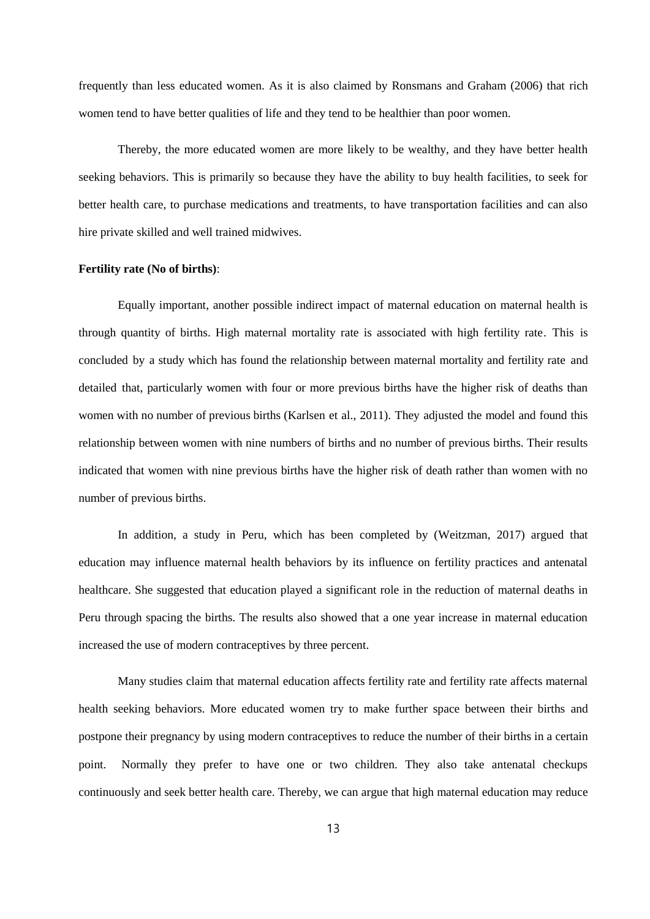frequently than less educated women. As it is also claimed by Ronsmans and Graham (2006) that rich women tend to have better qualities of life and they tend to be healthier than poor women.

Thereby, the more educated women are more likely to be wealthy, and they have better health seeking behaviors. This is primarily so because they have the ability to buy health facilities, to seek for better health care, to purchase medications and treatments, to have transportation facilities and can also hire private skilled and well trained midwives.

**Fertility rate (No of births)**:

Equally important, another possible indirect impact of maternal education on maternal health is through quantity of births. High maternal mortality rate is associated with high fertility rate. This is concluded by a study which has found the relationship between maternal mortality and fertility rate and detailed that, particularly women with four or more previous births have the higher risk of deaths than women with no number of previous births (Karlsen et al., 2011). They adjusted the model and found this relationship between women with nine numbers of births and no number of previous births. Their results indicated that women with nine previous births have the higher risk of death rather than women with no number of previous births.

In addition, a study in Peru, which has been completed by (Weitzman, 2017) argued that education may influence maternal health behaviors by its influence on fertility practices and antenatal healthcare. She suggested that education played a significant role in the reduction of maternal deaths in Peru through spacing the births. The results also showed that a one year increase in maternal education increased the use of modern contraceptives by three percent.

Many studies claim that maternal education affects fertility rate and fertility rate affects maternal health seeking behaviors. More educated women try to make further space between their births and postpone their pregnancy by using modern contraceptives to reduce the number of their births in a certain point. Normally they prefer to have one or two children. They also take antenatal checkups continuously and seek better health care. Thereby, we can argue that high maternal education may reduce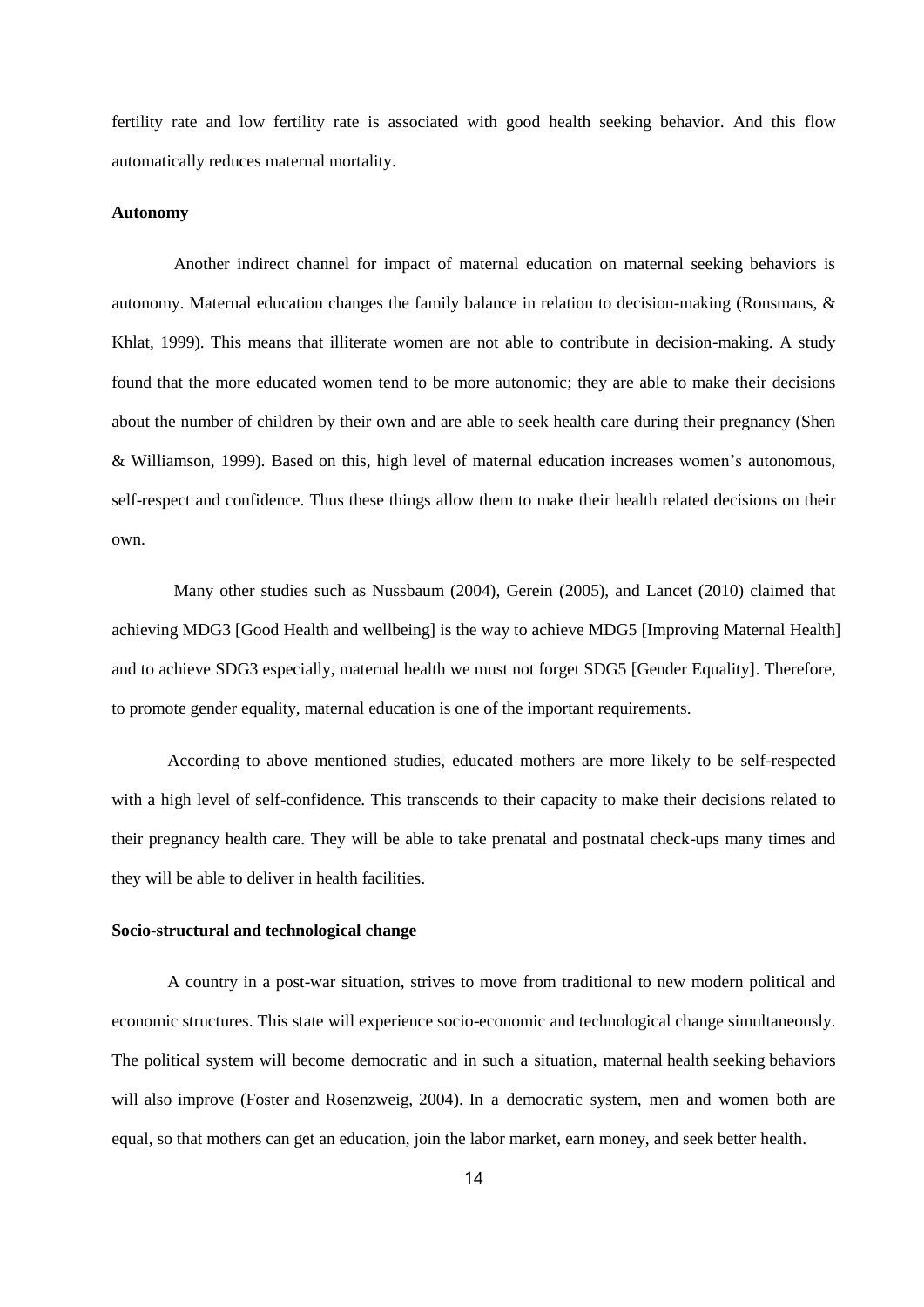fertility rate and low fertility rate is associated with good health seeking behavior. And this flow automatically reduces maternal mortality.

**Autonomy**

Another indirect channel for impact of maternal education on maternal seeking behaviors is autonomy. Maternal education changes the family balance in relation to decision-making (Ronsmans, & Khlat, 1999). This means that illiterate women are not able to contribute in decision-making. A study found that the more educated women tend to be more autonomic; they are able to make their decisions about the number of children by their own and are able to seek health care during their pregnancy (Shen & Williamson, 1999). Based on this, high level of maternal education increases women's autonomous, self-respect and confidence. Thus these things allow them to make their health related decisions on their own.

Many other studies such as Nussbaum (2004), Gerein (2005), and Lancet (2010) claimed that achieving MDG3 [Good Health and wellbeing] is the way to achieve MDG5 [Improving Maternal Health] and to achieve SDG3 especially, maternal health we must not forget SDG5 [Gender Equality]. Therefore, to promote gender equality, maternal education is one of the important requirements.

According to above mentioned studies, educated mothers are more likely to be self-respected with a high level of self-confidence. This transcends to their capacity to make their decisions related to their pregnancy health care. They will be able to take prenatal and postnatal check-ups many times and they will be able to deliver in health facilities.

**Socio-structural and technological change**

A country in a post-war situation, strives to move from traditional to new modern political and economic structures. This state will experience socio-economic and technological change simultaneously. The political system will become democratic and in such a situation, maternal health seeking behaviors will also improve (Foster and Rosenzweig, 2004). In a democratic system, men and women both are equal, so that mothers can get an education, join the labor market, earn money, and seek better health.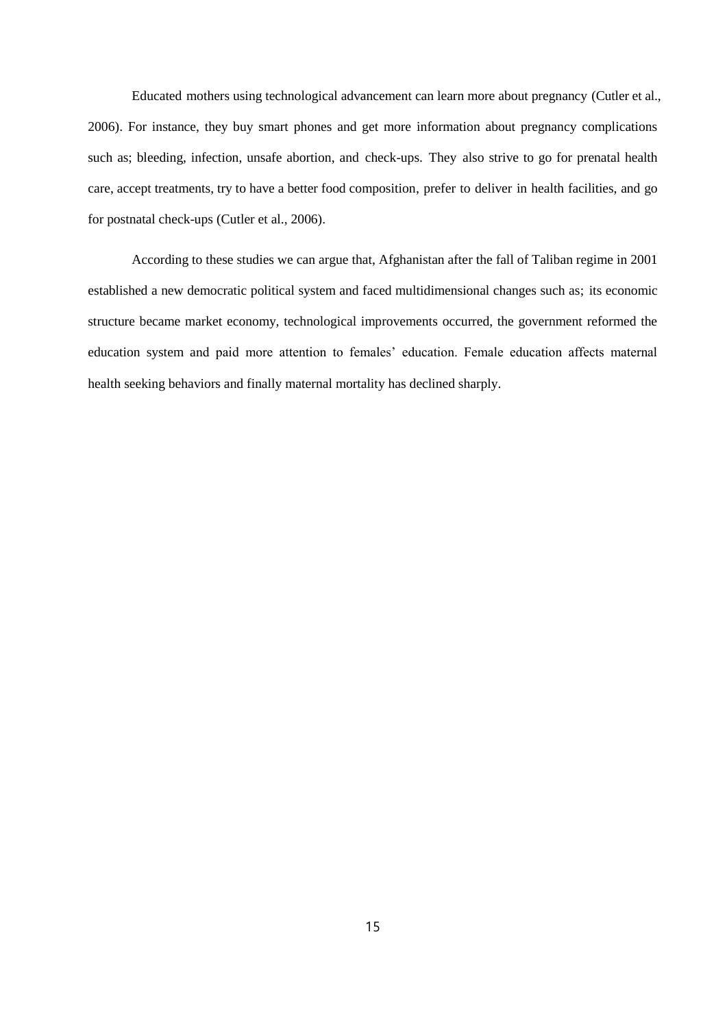Educated mothers using technological advancement can learn more about pregnancy (Cutler et al., 2006). For instance, they buy smart phones and get more information about pregnancy complications such as; bleeding, infection, unsafe abortion, and check-ups. They also strive to go for prenatal health care, accept treatments, try to have a better food composition, prefer to deliver in health facilities, and go for postnatal check-ups (Cutler et al., 2006).

According to these studies we can argue that, Afghanistan after the fall of Taliban regime in 2001 established a new democratic political system and faced multidimensional changes such as; its economic structure became market economy, technological improvements occurred, the government reformed the education system and paid more attention to females' education. Female education affects maternal health seeking behaviors and finally maternal mortality has declined sharply.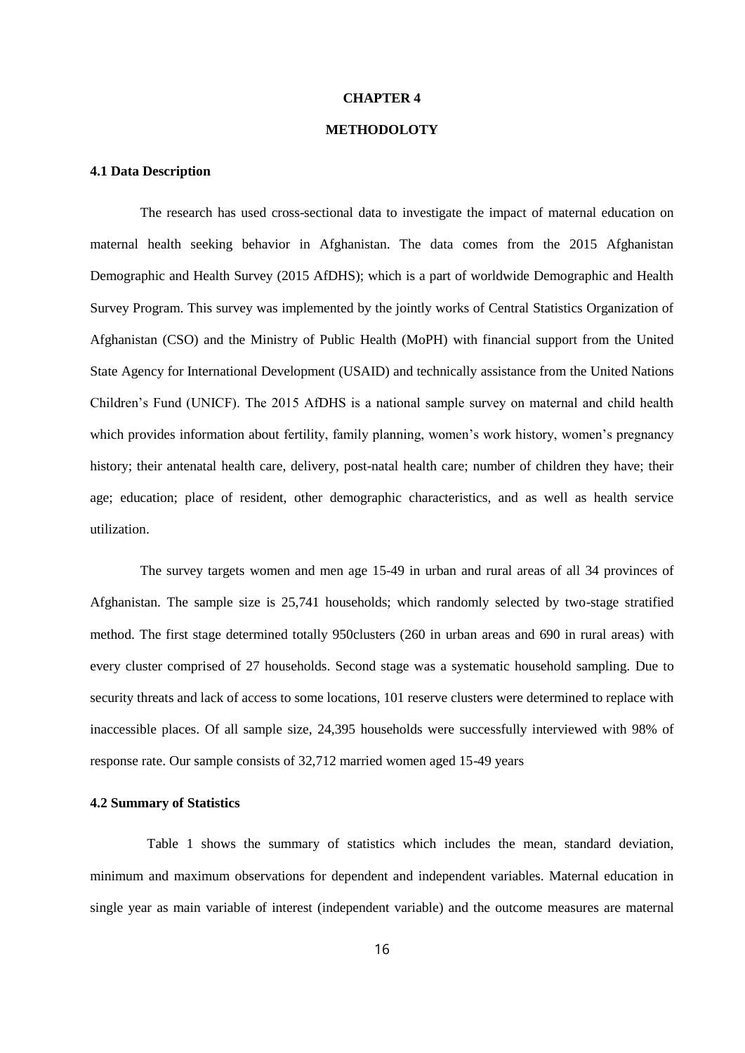# CHAPTER 4

# METHODOLOTY

## 4.1 Data Description

The research has used cross-sectional data to investigate the impact of maternal education on maternal health seeking behavior in Afghanistan. The data comes from the 2015 Afghanistan Demographic and Health Survey (2015 AfDHS); which is a part of worldwide Demographic and Health Survey Program. This survey was implemented by the jointly works of Central Statistics Organization of Afghanistan (CSO) and the Ministry of Public Health (MoPH) with financial support from the United State Agency for International Development (USAID) and technically assistance from the United Nations Children's Fund (UNICF). The 2015 AfDHS is a national sample survey on maternal and child health which provides information about fertility, family planning, women's work history, women's pregnancy history; their antenatal health care, delivery, post-natal health care; number of children they have; their age; education; place of resident, other demographic characteristics, and as well as health service utilization.

The survey targets women and men age 15-49 in urban and rural areas of all 34 provinces of Afghanistan. The sample size is 25,741 households; which randomly selected by two-stage stratified method. The first stage determined totally 950clusters (260 in urban areas and 690 in rural areas) with every cluster comprised of 27 households. Second stage was a systematic household sampling. Due to security threats and lack of access to some locations, 101 reserve clusters were determined to replace with inaccessible places. Of all sample size, 24,395 households were successfully interviewed with 98% of response rate. Our sample consists of 32,712 married women aged 15-49 years

## 4.2 Summary of Statistics

Table 1 shows the summary of statistics which includes the mean, standard deviation, minimum and maximum observations for dependent and independent variables. Maternal education in single year as main variable of interest (independent variable) and the outcome measures are maternal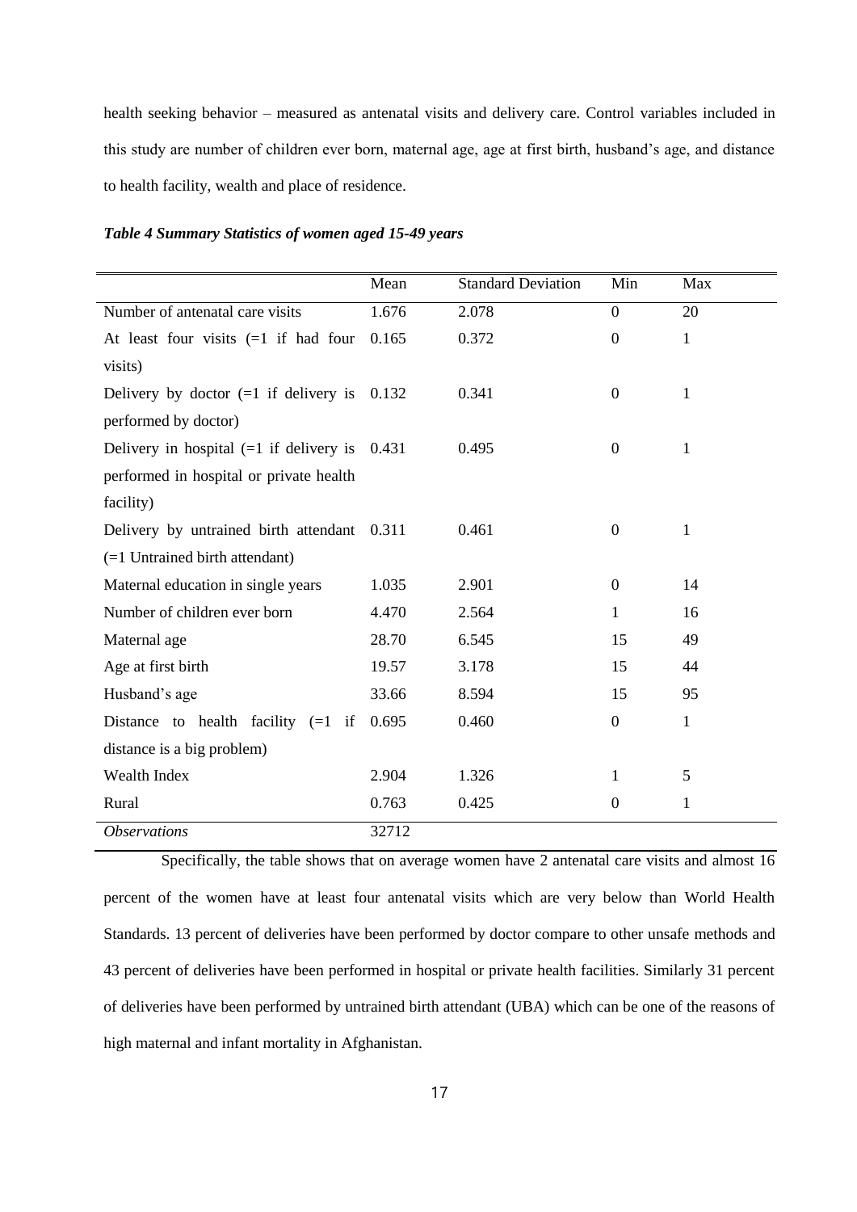health seeking behavior – measured as antenatal visits and delivery care. Control variables included in this study are number of children ever born, maternal age, age at first birth, husband's age, and distance to health facility, wealth and place of residence.

***Table 4 Summary Statistics of women aged 15-49 years***

| | Mean | Standard Deviation | Min | Max |
|---|---|---|---|---|
| Number of antenatal care visits | 1.676 | 2.078 | 0 | 20 |
| At least four visits (=1 if had four visits) | 0.165 | 0.372 | 0 | 1 |
| Delivery by doctor (=1 if delivery is performed by doctor) | 0.132 | 0.341 | 0 | 1 |
| Delivery in hospital (=1 if delivery is performed in hospital or private health facility) | 0.431 | 0.495 | 0 | 1 |
| Delivery by untrained birth attendant (=1 Untrained birth attendant) | 0.311 | 0.461 | 0 | 1 |
| Maternal education in single years | 1.035 | 2.901 | 0 | 14 |
| Number of children ever born | 4.470 | 2.564 | 1 | 16 |
| Maternal age | 28.70 | 6.545 | 15 | 49 |
| Age at first birth | 19.57 | 3.178 | 15 | 44 |
| Husband's age | 33.66 | 8.594 | 15 | 95 |
| Distance to health facility (=1 if distance is a big problem) | 0.695 | 0.460 | 0 | 1 |
| Wealth Index | 2.904 | 1.326 | 1 | 5 |
| Rural | 0.763 | 0.425 | 0 | 1 |
| *Observations* | 32712 | | | |

Specifically, the table shows that on average women have 2 antenatal care visits and almost 16 percent of the women have at least four antenatal visits which are very below than World Health Standards. 13 percent of deliveries have been performed by doctor compare to other unsafe methods and 43 percent of deliveries have been performed in hospital or private health facilities. Similarly 31 percent of deliveries have been performed by untrained birth attendant (UBA) which can be one of the reasons of high maternal and infant mortality in Afghanistan.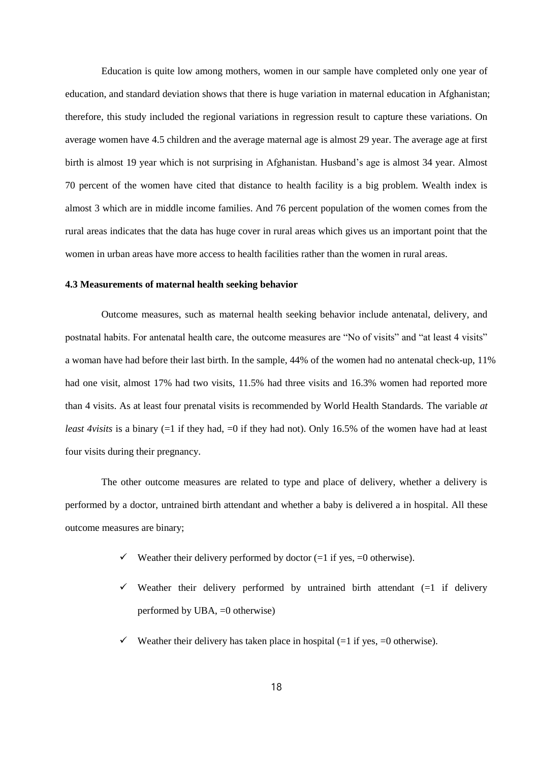Education is quite low among mothers, women in our sample have completed only one year of education, and standard deviation shows that there is huge variation in maternal education in Afghanistan; therefore, this study included the regional variations in regression result to capture these variations. On average women have 4.5 children and the average maternal age is almost 29 year. The average age at first birth is almost 19 year which is not surprising in Afghanistan. Husband's age is almost 34 year. Almost 70 percent of the women have cited that distance to health facility is a big problem. Wealth index is almost 3 which are in middle income families. And 76 percent population of the women comes from the rural areas indicates that the data has huge cover in rural areas which gives us an important point that the women in urban areas have more access to health facilities rather than the women in rural areas.

### 4.3 Measurements of maternal health seeking behavior

Outcome measures, such as maternal health seeking behavior include antenatal, delivery, and postnatal habits. For antenatal health care, the outcome measures are "No of visits" and "at least 4 visits" a woman have had before their last birth. In the sample, 44% of the women had no antenatal check-up, 11% had one visit, almost 17% had two visits, 11.5% had three visits and 16.3% women had reported more than 4 visits. As at least four prenatal visits is recommended by World Health Standards. The variable *at least 4visits* is a binary (=1 if they had, =0 if they had not). Only 16.5% of the women have had at least four visits during their pregnancy.

The other outcome measures are related to type and place of delivery, whether a delivery is performed by a doctor, untrained birth attendant and whether a baby is delivered a in hospital. All these outcome measures are binary;

- ✓ Weather their delivery performed by doctor (=1 if yes, =0 otherwise).
- ✓ Weather their delivery performed by untrained birth attendant (=1 if delivery performed by UBA, =0 otherwise)
- ✓ Weather their delivery has taken place in hospital (=1 if yes, =0 otherwise).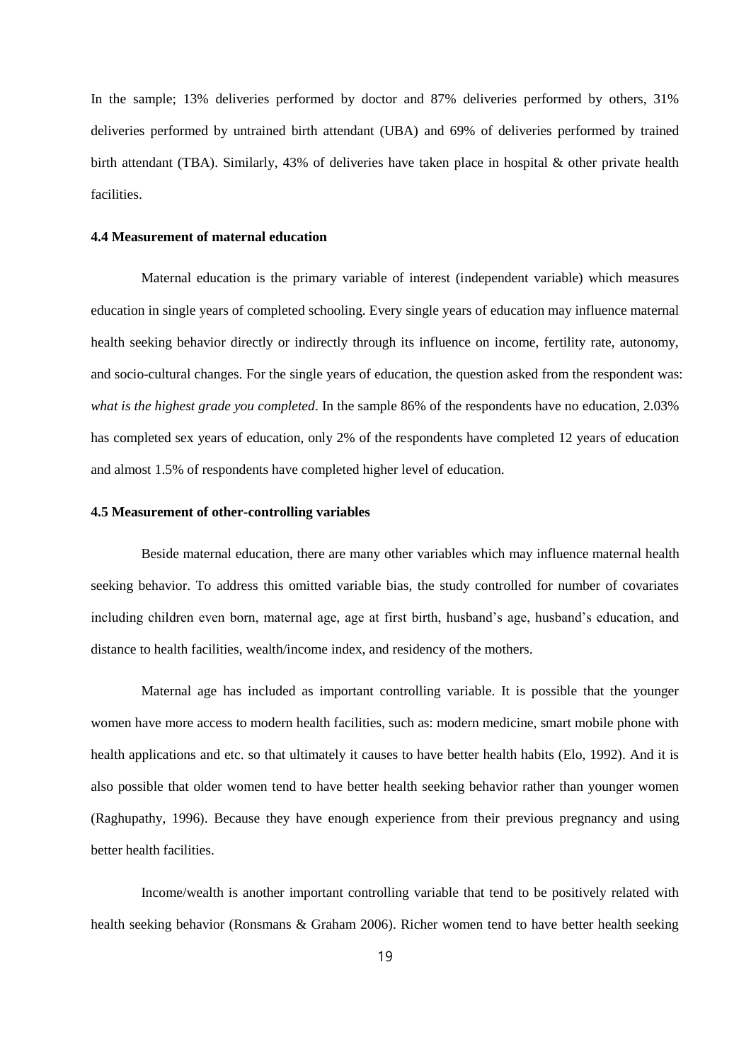In the sample; 13% deliveries performed by doctor and 87% deliveries performed by others, 31% deliveries performed by untrained birth attendant (UBA) and 69% of deliveries performed by trained birth attendant (TBA). Similarly, 43% of deliveries have taken place in hospital & other private health facilities.

### 4.4 Measurement of maternal education

Maternal education is the primary variable of interest (independent variable) which measures education in single years of completed schooling. Every single years of education may influence maternal health seeking behavior directly or indirectly through its influence on income, fertility rate, autonomy, and socio-cultural changes. For the single years of education, the question asked from the respondent was: *what is the highest grade you completed*. In the sample 86% of the respondents have no education, 2.03% has completed sex years of education, only 2% of the respondents have completed 12 years of education and almost 1.5% of respondents have completed higher level of education.

### 4.5 Measurement of other-controlling variables

Beside maternal education, there are many other variables which may influence maternal health seeking behavior. To address this omitted variable bias, the study controlled for number of covariates including children even born, maternal age, age at first birth, husband's age, husband's education, and distance to health facilities, wealth/income index, and residency of the mothers.

Maternal age has included as important controlling variable. It is possible that the younger women have more access to modern health facilities, such as: modern medicine, smart mobile phone with health applications and etc. so that ultimately it causes to have better health habits (Elo, 1992). And it is also possible that older women tend to have better health seeking behavior rather than younger women (Raghupathy, 1996). Because they have enough experience from their previous pregnancy and using better health facilities.

Income/wealth is another important controlling variable that tend to be positively related with health seeking behavior (Ronsmans & Graham 2006). Richer women tend to have better health seeking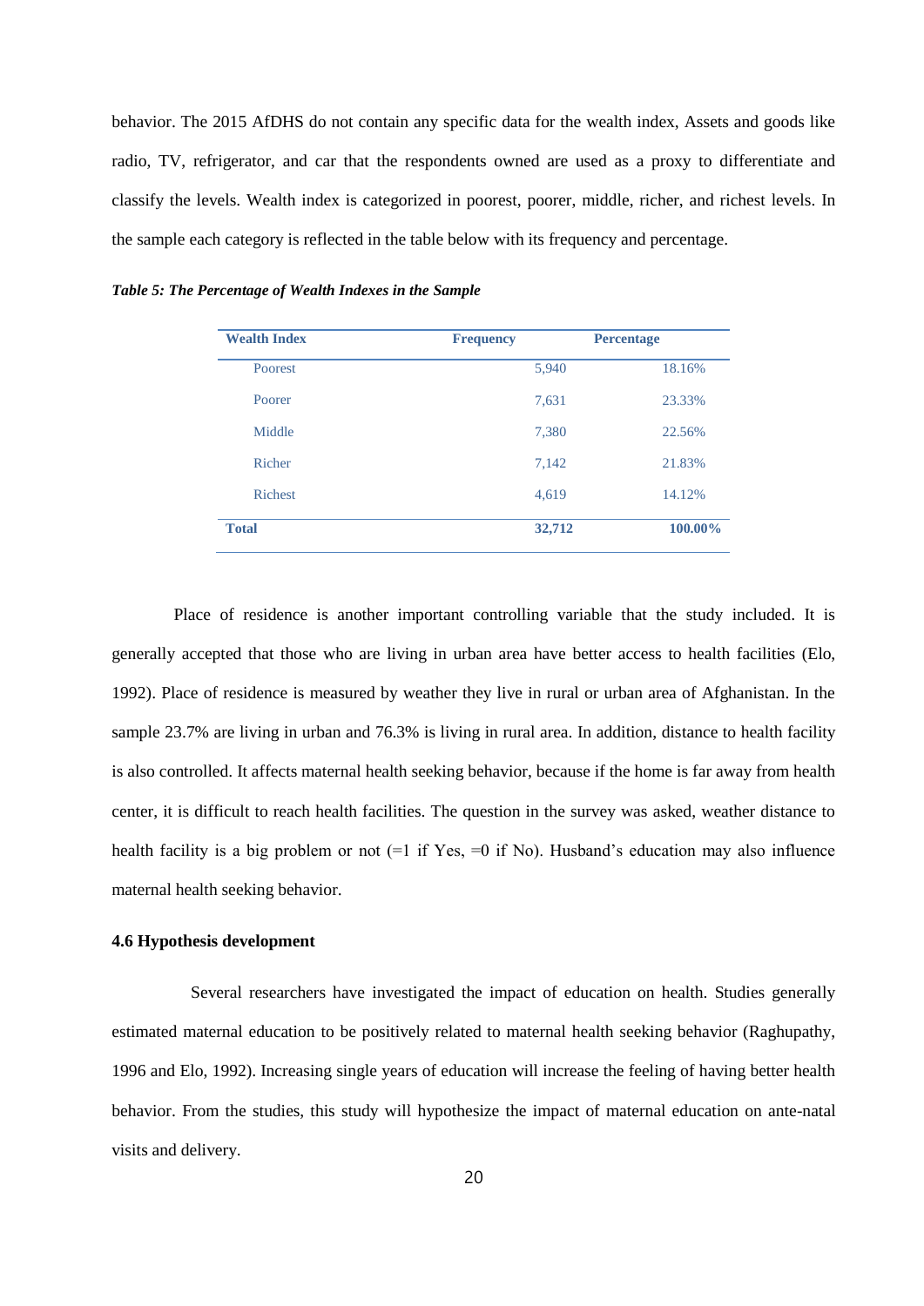behavior. The 2015 AfDHS do not contain any specific data for the wealth index, Assets and goods like radio, TV, refrigerator, and car that the respondents owned are used as a proxy to differentiate and classify the levels. Wealth index is categorized in poorest, poorer, middle, richer, and richest levels. In the sample each category is reflected in the table below with its frequency and percentage.

***Table 5: The Percentage of Wealth Indexes in the Sample***

| Wealth Index | Frequency | Percentage |
|---|---|---|
| Poorest | 5,940 | 18.16% |
| Poorer | 7,631 | 23.33% |
| Middle | 7,380 | 22.56% |
| Richer | 7,142 | 21.83% |
| Richest | 4,619 | 14.12% |
| **Total** | **32,712** | **100.00%** |

Place of residence is another important controlling variable that the study included. It is generally accepted that those who are living in urban area have better access to health facilities (Elo, 1992). Place of residence is measured by weather they live in rural or urban area of Afghanistan. In the sample 23.7% are living in urban and 76.3% is living in rural area. In addition, distance to health facility is also controlled. It affects maternal health seeking behavior, because if the home is far away from health center, it is difficult to reach health facilities. The question in the survey was asked, weather distance to health facility is a big problem or not (=1 if Yes, =0 if No). Husband's education may also influence maternal health seeking behavior.

#### 4.6 Hypothesis development

Several researchers have investigated the impact of education on health. Studies generally estimated maternal education to be positively related to maternal health seeking behavior (Raghupathy, 1996 and Elo, 1992). Increasing single years of education will increase the feeling of having better health behavior. From the studies, this study will hypothesize the impact of maternal education on ante-natal visits and delivery.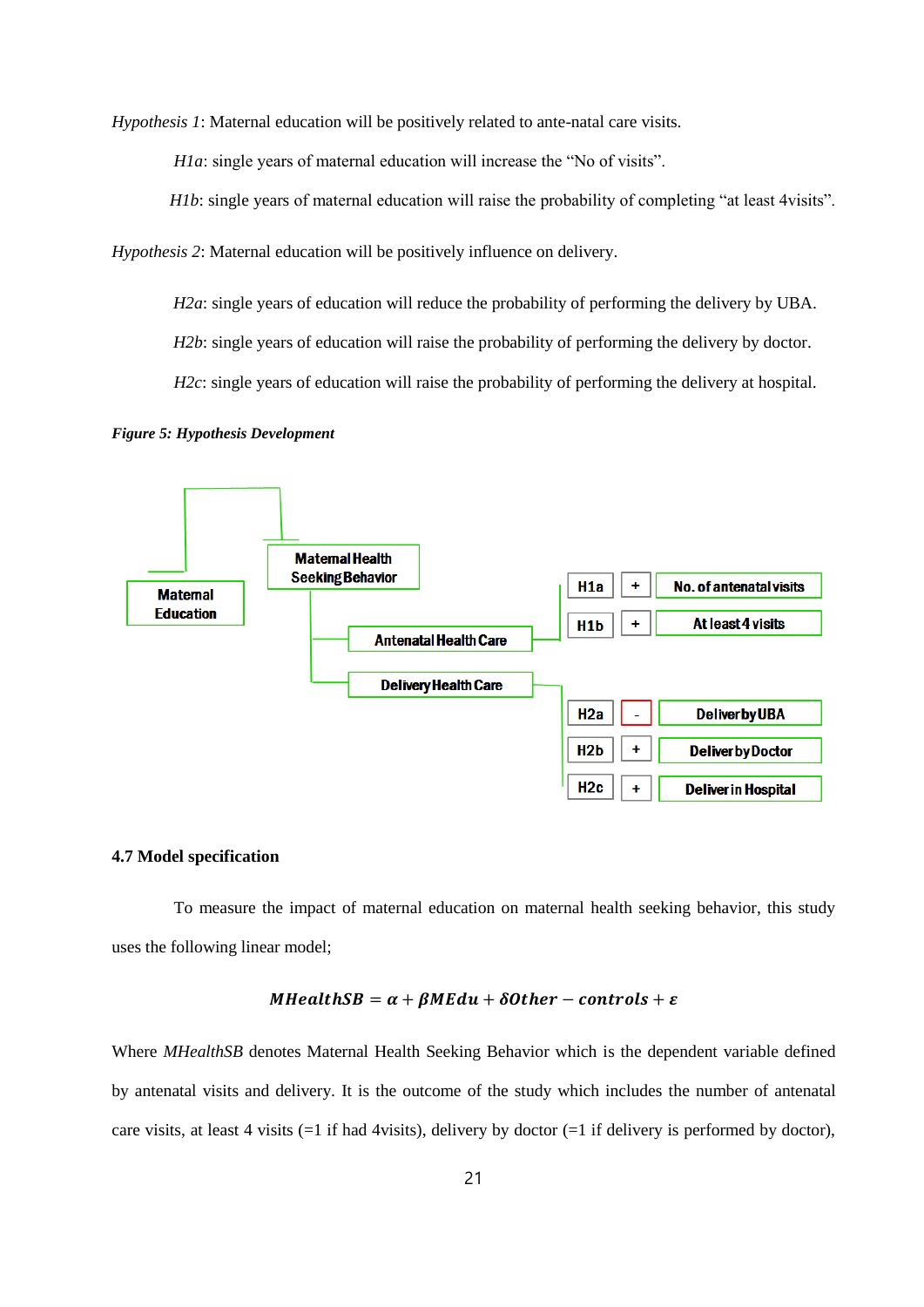*Hypothesis 1*: Maternal education will be positively related to ante-natal care visits.

*H1a*: single years of maternal education will increase the "No of visits".

*H1b*: single years of maternal education will raise the probability of completing "at least 4visits".

*Hypothesis 2*: Maternal education will be positively influence on delivery.

*H2a*: single years of education will reduce the probability of performing the delivery by UBA.

*H2b*: single years of education will raise the probability of performing the delivery by doctor.

*H2c*: single years of education will raise the probability of performing the delivery at hospital.

***Figure 5: Hypothesis Development***

Maternal Education → Maternal Health Seeking Behavior

- Antenatal Health Care
  - H1a | + | No. of antenatal visits
  - H1b | + | At least 4 visits
- Delivery Health Care
  - H2a | - | Deliver by UBA
  - H2b | + | Deliver by Doctor
  - H2c | + | Deliver in Hospital

### 4.7 Model specification

To measure the impact of maternal education on maternal health seeking behavior, this study uses the following linear model;

$$MHealthSB = \alpha + \beta MEdu + \delta Other - controls + \varepsilon$$

Where *MHealthSB* denotes Maternal Health Seeking Behavior which is the dependent variable defined by antenatal visits and delivery. It is the outcome of the study which includes the number of antenatal care visits, at least 4 visits (=1 if had 4visits), delivery by doctor (=1 if delivery is performed by doctor),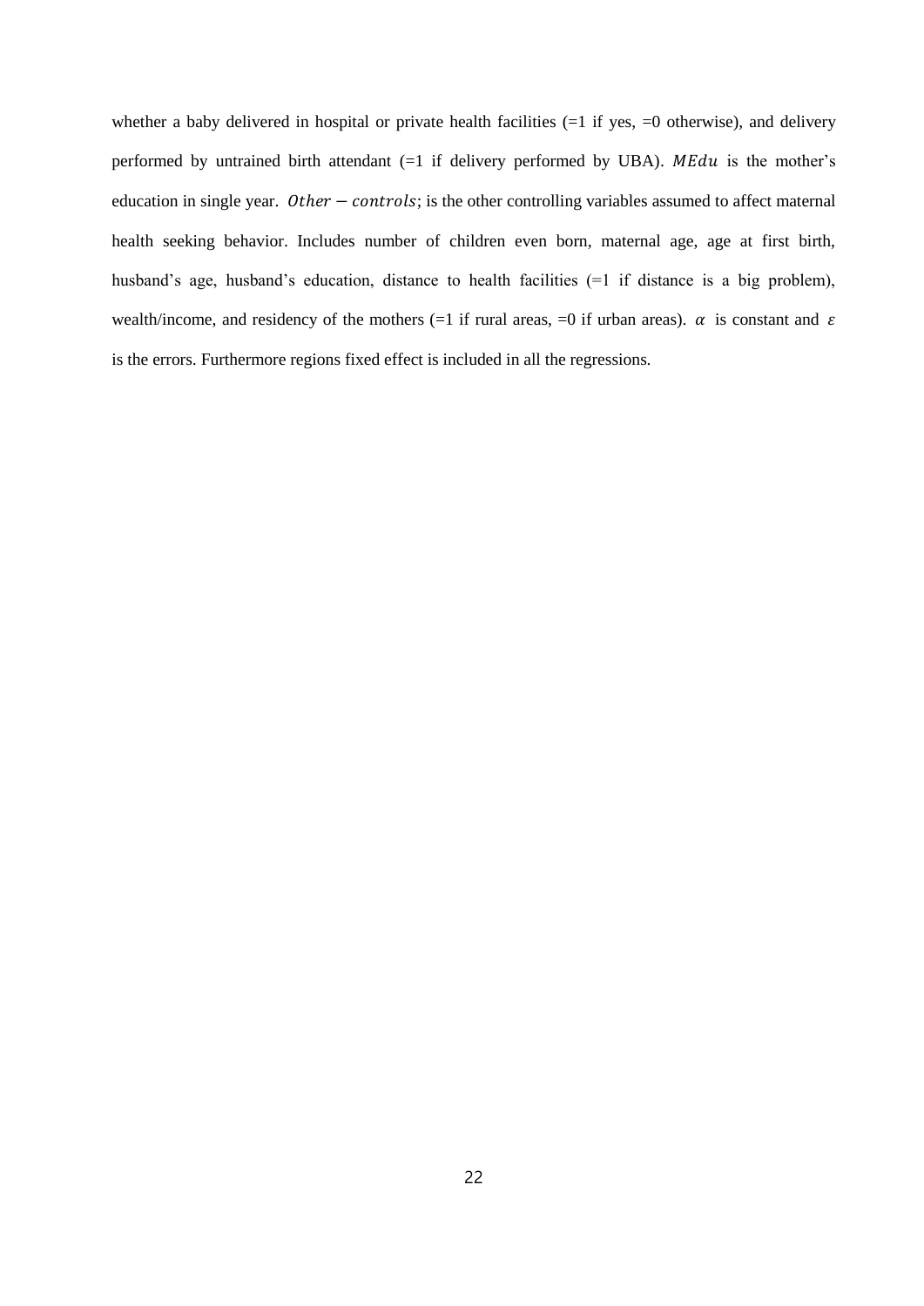whether a baby delivered in hospital or private health facilities (=1 if yes, =0 otherwise), and delivery performed by untrained birth attendant (=1 if delivery performed by UBA). $MEdu$ is the mother's education in single year. $Other - controls$; is the other controlling variables assumed to affect maternal health seeking behavior. Includes number of children even born, maternal age, age at first birth, husband's age, husband's education, distance to health facilities (=1 if distance is a big problem), wealth/income, and residency of the mothers (=1 if rural areas, =0 if urban areas). $\alpha$ is constant and $\varepsilon$ is the errors. Furthermore regions fixed effect is included in all the regressions.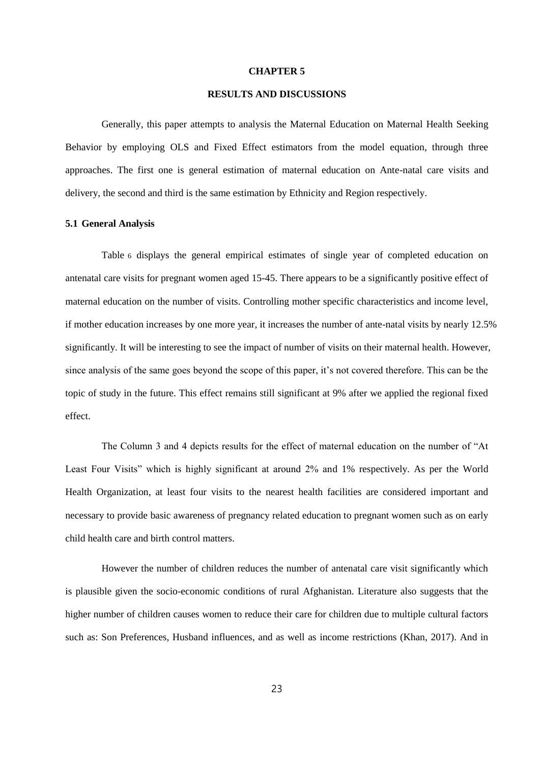# CHAPTER 5

## RESULTS AND DISCUSSIONS

Generally, this paper attempts to analysis the Maternal Education on Maternal Health Seeking Behavior by employing OLS and Fixed Effect estimators from the model equation, through three approaches. The first one is general estimation of maternal education on Ante-natal care visits and delivery, the second and third is the same estimation by Ethnicity and Region respectively.

### 5.1 General Analysis

Table 6 displays the general empirical estimates of single year of completed education on antenatal care visits for pregnant women aged 15-45. There appears to be a significantly positive effect of maternal education on the number of visits. Controlling mother specific characteristics and income level, if mother education increases by one more year, it increases the number of ante-natal visits by nearly 12.5% significantly. It will be interesting to see the impact of number of visits on their maternal health. However, since analysis of the same goes beyond the scope of this paper, it's not covered therefore. This can be the topic of study in the future. This effect remains still significant at 9% after we applied the regional fixed effect.

The Column 3 and 4 depicts results for the effect of maternal education on the number of "At Least Four Visits" which is highly significant at around 2% and 1% respectively. As per the World Health Organization, at least four visits to the nearest health facilities are considered important and necessary to provide basic awareness of pregnancy related education to pregnant women such as on early child health care and birth control matters.

However the number of children reduces the number of antenatal care visit significantly which is plausible given the socio-economic conditions of rural Afghanistan. Literature also suggests that the higher number of children causes women to reduce their care for children due to multiple cultural factors such as: Son Preferences, Husband influences, and as well as income restrictions (Khan, 2017). And in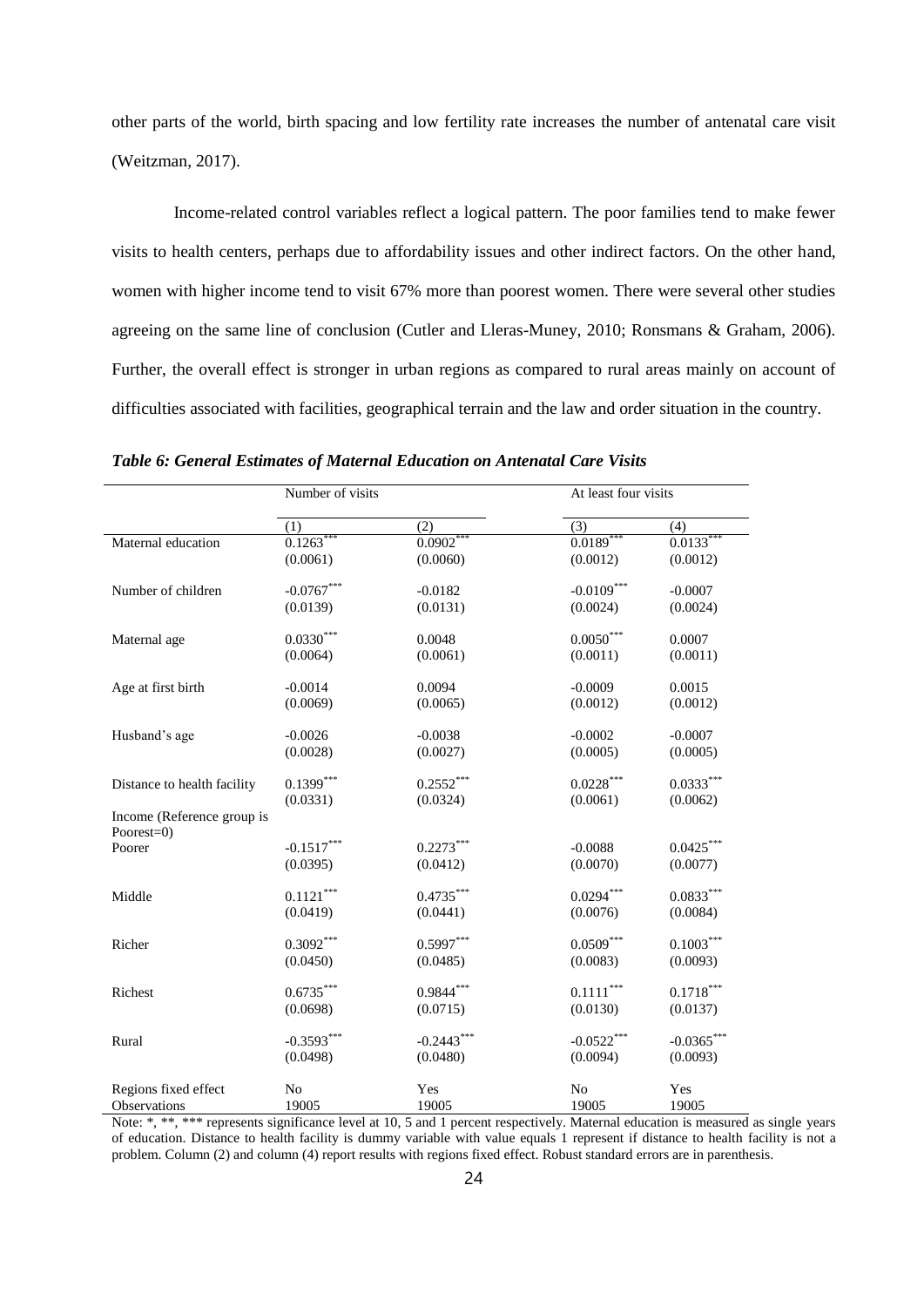other parts of the world, birth spacing and low fertility rate increases the number of antenatal care visit (Weitzman, 2017).

Income-related control variables reflect a logical pattern. The poor families tend to make fewer visits to health centers, perhaps due to affordability issues and other indirect factors. On the other hand, women with higher income tend to visit 67% more than poorest women. There were several other studies agreeing on the same line of conclusion (Cutler and Lleras-Muney, 2010; Ronsmans & Graham, 2006). Further, the overall effect is stronger in urban regions as compared to rural areas mainly on account of difficulties associated with facilities, geographical terrain and the law and order situation in the country.

***Table 6: General Estimates of Maternal Education on Antenatal Care Visits***

| | Number of visits | | At least four visits | |
|---|---|---|---|---|
| | (1) | (2) | (3) | (4) |
| Maternal education | 0.1263*** | 0.0902*** | 0.0189*** | 0.0133*** |
| | (0.0061) | (0.0060) | (0.0012) | (0.0012) |
| Number of children | -0.0767*** | -0.0182 | -0.0109*** | -0.0007 |
| | (0.0139) | (0.0131) | (0.0024) | (0.0024) |
| Maternal age | 0.0330*** | 0.0048 | 0.0050*** | 0.0007 |
| | (0.0064) | (0.0061) | (0.0011) | (0.0011) |
| Age at first birth | -0.0014 | 0.0094 | -0.0009 | 0.0015 |
| | (0.0069) | (0.0065) | (0.0012) | (0.0012) |
| Husband's age | -0.0026 | -0.0038 | -0.0002 | -0.0007 |
| | (0.0028) | (0.0027) | (0.0005) | (0.0005) |
| Distance to health facility | 0.1399*** | 0.2552*** | 0.0228*** | 0.0333*** |
| | (0.0331) | (0.0324) | (0.0061) | (0.0062) |
| Income (Reference group is Poorest=0) | | | | |
| Poorer | -0.1517*** | 0.2273*** | -0.0088 | 0.0425*** |
| | (0.0395) | (0.0412) | (0.0070) | (0.0077) |
| Middle | 0.1121*** | 0.4735*** | 0.0294*** | 0.0833*** |
| | (0.0419) | (0.0441) | (0.0076) | (0.0084) |
| Richer | 0.3092*** | 0.5997*** | 0.0509*** | 0.1003*** |
| | (0.0450) | (0.0485) | (0.0083) | (0.0093) |
| Richest | 0.6735*** | 0.9844*** | 0.1111*** | 0.1718*** |
| | (0.0698) | (0.0715) | (0.0130) | (0.0137) |
| Rural | -0.3593*** | -0.2443*** | -0.0522*** | -0.0365*** |
| | (0.0498) | (0.0480) | (0.0094) | (0.0093) |
| Regions fixed effect | No | Yes | No | Yes |
| Observations | 19005 | 19005 | 19005 | 19005 |

Note: *, **, *** represents significance level at 10, 5 and 1 percent respectively. Maternal education is measured as single years of education. Distance to health facility is dummy variable with value equals 1 represent if distance to health facility is not a problem. Column (2) and column (4) report results with regions fixed effect. Robust standard errors are in parenthesis.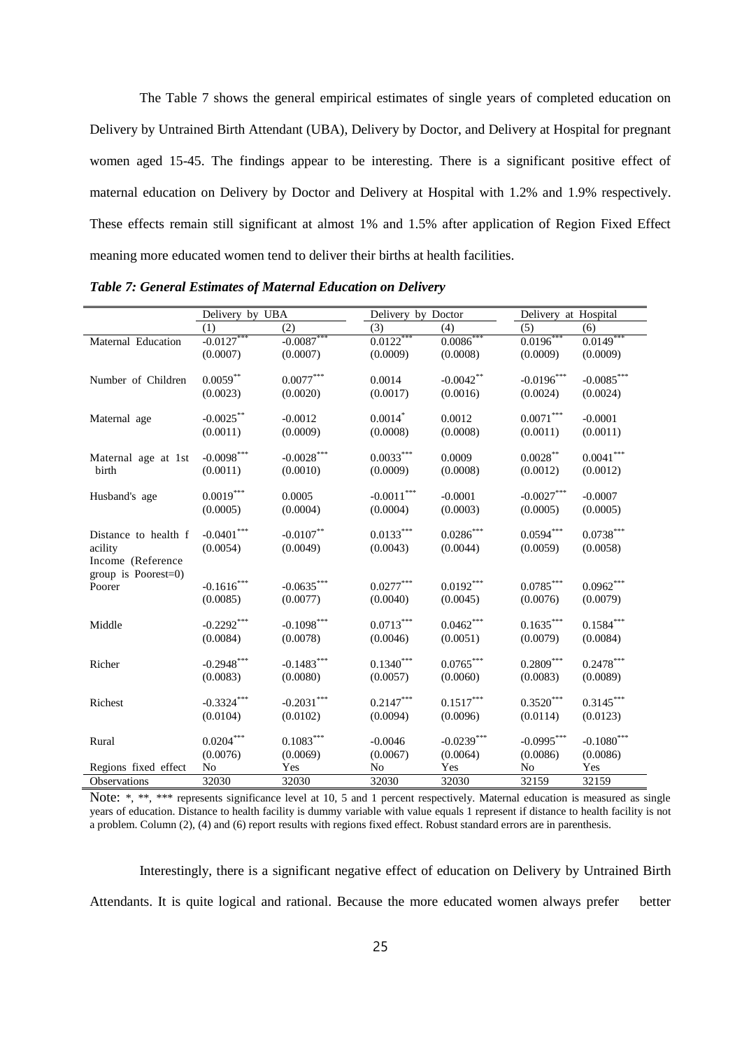The Table 7 shows the general empirical estimates of single years of completed education on Delivery by Untrained Birth Attendant (UBA), Delivery by Doctor, and Delivery at Hospital for pregnant women aged 15-45. The findings appear to be interesting. There is a significant positive effect of maternal education on Delivery by Doctor and Delivery at Hospital with 1.2% and 1.9% respectively. These effects remain still significant at almost 1% and 1.5% after application of Region Fixed Effect meaning more educated women tend to deliver their births at health facilities.

***Table 7: General Estimates of Maternal Education on Delivery***

| | Delivery by UBA | | Delivery by Doctor | | Delivery at Hospital | |
|---|---|---|---|---|---|---|
| | (1) | (2) | (3) | (4) | (5) | (6) |
| Maternal Education | -0.0127*** | -0.0087*** | 0.0122*** | 0.0086*** | 0.0196*** | 0.0149*** |
| | (0.0007) | (0.0007) | (0.0009) | (0.0008) | (0.0009) | (0.0009) |
| Number of Children | 0.0059** | 0.0077*** | 0.0014 | -0.0042** | -0.0196*** | -0.0085*** |
| | (0.0023) | (0.0020) | (0.0017) | (0.0016) | (0.0024) | (0.0024) |
| Maternal age | -0.0025** | -0.0012 | 0.0014* | 0.0012 | 0.0071*** | -0.0001 |
| | (0.0011) | (0.0009) | (0.0008) | (0.0008) | (0.0011) | (0.0011) |
| Maternal age at 1st birth | -0.0098*** | -0.0028*** | 0.0033*** | 0.0009 | 0.0028** | 0.0041*** |
| | (0.0011) | (0.0010) | (0.0009) | (0.0008) | (0.0012) | (0.0012) |
| Husband's age | 0.0019*** | 0.0005 | -0.0011*** | -0.0001 | -0.0027*** | -0.0007 |
| | (0.0005) | (0.0004) | (0.0004) | (0.0003) | (0.0005) | (0.0005) |
| Distance to health facility | -0.0401*** | -0.0107** | 0.0133*** | 0.0286*** | 0.0594*** | 0.0738*** |
| | (0.0054) | (0.0049) | (0.0043) | (0.0044) | (0.0059) | (0.0058) |
| Income (Reference group is Poorest=0) | | | | | | |
| Poorer | -0.1616*** | -0.0635*** | 0.0277*** | 0.0192*** | 0.0785*** | 0.0962*** |
| | (0.0085) | (0.0077) | (0.0040) | (0.0045) | (0.0076) | (0.0079) |
| Middle | -0.2292*** | -0.1098*** | 0.0713*** | 0.0462*** | 0.1635*** | 0.1584*** |
| | (0.0084) | (0.0078) | (0.0046) | (0.0051) | (0.0079) | (0.0084) |
| Richer | -0.2948*** | -0.1483*** | 0.1340*** | 0.0765*** | 0.2809*** | 0.2478*** |
| | (0.0083) | (0.0080) | (0.0057) | (0.0060) | (0.0083) | (0.0089) |
| Richest | -0.3324*** | -0.2031*** | 0.2147*** | 0.1517*** | 0.3520*** | 0.3145*** |
| | (0.0104) | (0.0102) | (0.0094) | (0.0096) | (0.0114) | (0.0123) |
| Rural | 0.0204*** | 0.1083*** | -0.0046 | -0.0239*** | -0.0995*** | -0.1080*** |
| | (0.0076) | (0.0069) | (0.0067) | (0.0064) | (0.0086) | (0.0086) |
| Regions fixed effect | No | Yes | No | Yes | No | Yes |
| Observations | 32030 | 32030 | 32030 | 32030 | 32159 | 32159 |

Note: *, **, *** represents significance level at 10, 5 and 1 percent respectively. Maternal education is measured as single years of education. Distance to health facility is dummy variable with value equals 1 represent if distance to health facility is not a problem. Column (2), (4) and (6) report results with regions fixed effect. Robust standard errors are in parenthesis.

Interestingly, there is a significant negative effect of education on Delivery by Untrained Birth Attendants. It is quite logical and rational. Because the more educated women always prefer better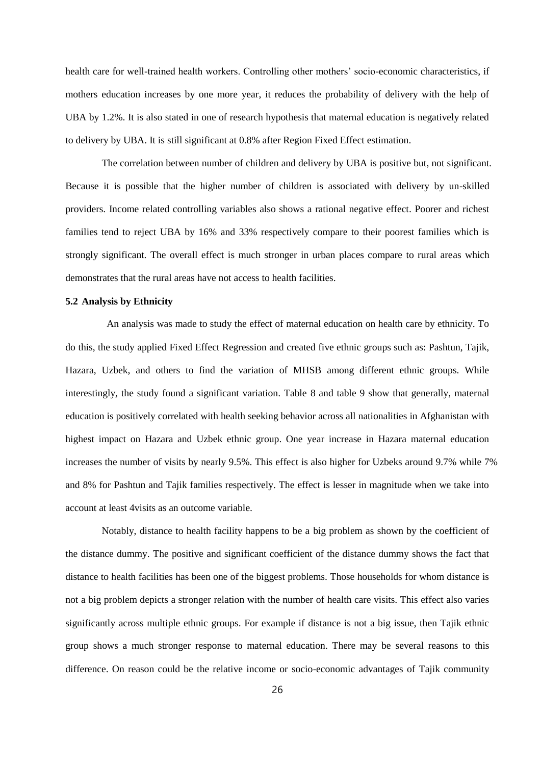health care for well-trained health workers. Controlling other mothers' socio-economic characteristics, if mothers education increases by one more year, it reduces the probability of delivery with the help of UBA by 1.2%. It is also stated in one of research hypothesis that maternal education is negatively related to delivery by UBA. It is still significant at 0.8% after Region Fixed Effect estimation.

The correlation between number of children and delivery by UBA is positive but, not significant. Because it is possible that the higher number of children is associated with delivery by un-skilled providers. Income related controlling variables also shows a rational negative effect. Poorer and richest families tend to reject UBA by 16% and 33% respectively compare to their poorest families which is strongly significant. The overall effect is much stronger in urban places compare to rural areas which demonstrates that the rural areas have not access to health facilities.

### 5.2 Analysis by Ethnicity

An analysis was made to study the effect of maternal education on health care by ethnicity. To do this, the study applied Fixed Effect Regression and created five ethnic groups such as: Pashtun, Tajik, Hazara, Uzbek, and others to find the variation of MHSB among different ethnic groups. While interestingly, the study found a significant variation. Table 8 and table 9 show that generally, maternal education is positively correlated with health seeking behavior across all nationalities in Afghanistan with highest impact on Hazara and Uzbek ethnic group. One year increase in Hazara maternal education increases the number of visits by nearly 9.5%. This effect is also higher for Uzbeks around 9.7% while 7% and 8% for Pashtun and Tajik families respectively. The effect is lesser in magnitude when we take into account at least 4visits as an outcome variable.

Notably, distance to health facility happens to be a big problem as shown by the coefficient of the distance dummy. The positive and significant coefficient of the distance dummy shows the fact that distance to health facilities has been one of the biggest problems. Those households for whom distance is not a big problem depicts a stronger relation with the number of health care visits. This effect also varies significantly across multiple ethnic groups. For example if distance is not a big issue, then Tajik ethnic group shows a much stronger response to maternal education. There may be several reasons to this difference. On reason could be the relative income or socio-economic advantages of Tajik community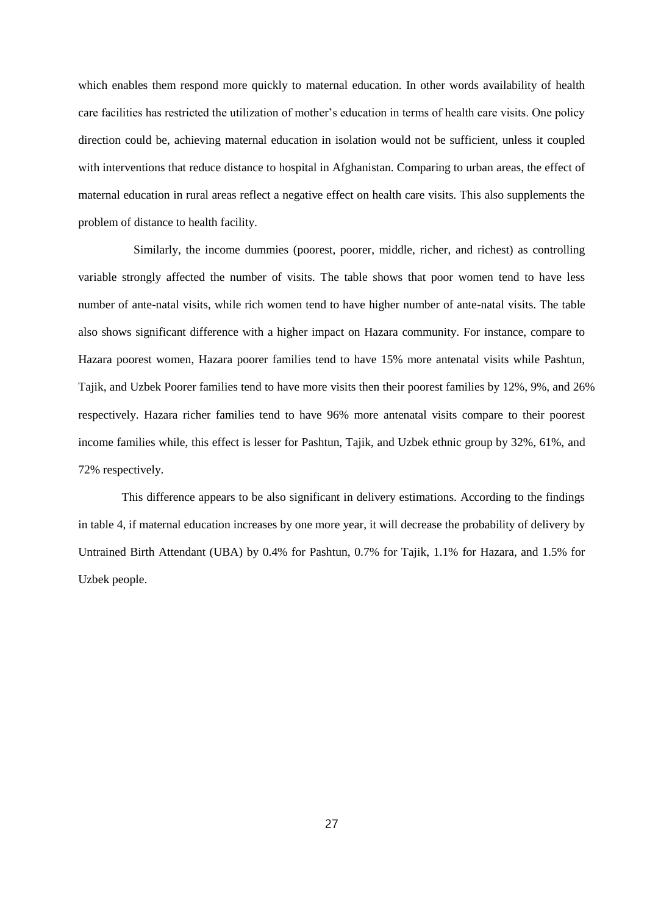which enables them respond more quickly to maternal education. In other words availability of health care facilities has restricted the utilization of mother's education in terms of health care visits. One policy direction could be, achieving maternal education in isolation would not be sufficient, unless it coupled with interventions that reduce distance to hospital in Afghanistan. Comparing to urban areas, the effect of maternal education in rural areas reflect a negative effect on health care visits. This also supplements the problem of distance to health facility.

Similarly, the income dummies (poorest, poorer, middle, richer, and richest) as controlling variable strongly affected the number of visits. The table shows that poor women tend to have less number of ante-natal visits, while rich women tend to have higher number of ante-natal visits. The table also shows significant difference with a higher impact on Hazara community. For instance, compare to Hazara poorest women, Hazara poorer families tend to have 15% more antenatal visits while Pashtun, Tajik, and Uzbek Poorer families tend to have more visits then their poorest families by 12%, 9%, and 26% respectively. Hazara richer families tend to have 96% more antenatal visits compare to their poorest income families while, this effect is lesser for Pashtun, Tajik, and Uzbek ethnic group by 32%, 61%, and 72% respectively.

This difference appears to be also significant in delivery estimations. According to the findings in table 4, if maternal education increases by one more year, it will decrease the probability of delivery by Untrained Birth Attendant (UBA) by 0.4% for Pashtun, 0.7% for Tajik, 1.1% for Hazara, and 1.5% for Uzbek people.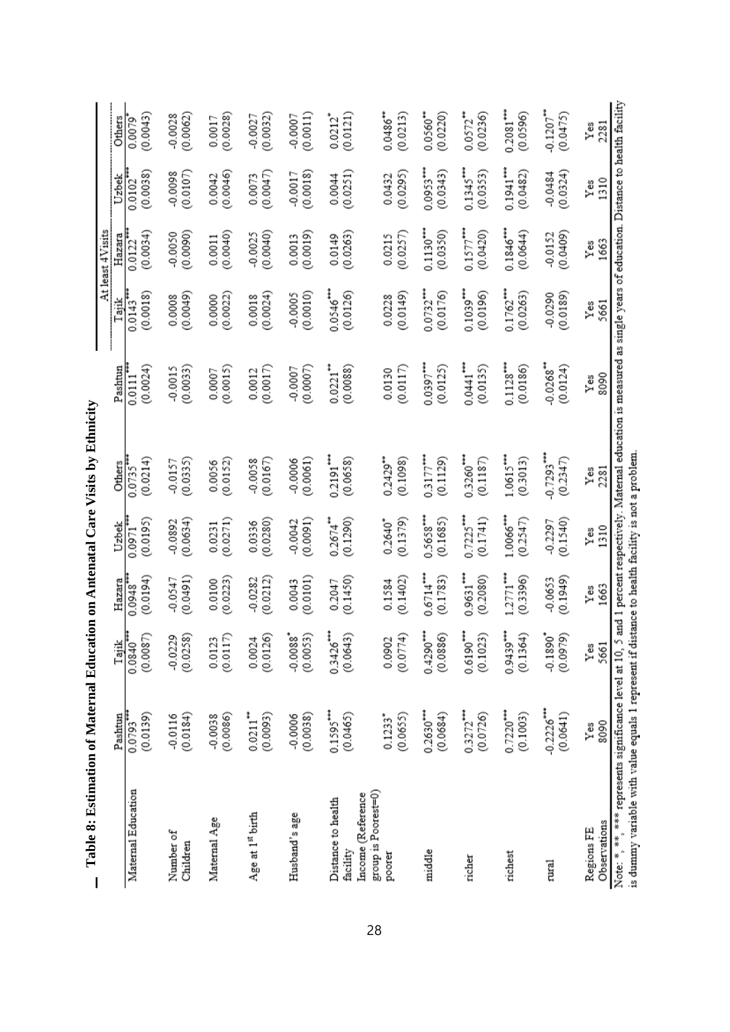## Table 8: Estimation of Maternal Education on Antenatal Care Visits by Ethnicity

| | Pashtun | Tajik | Hazara | Uzbek | Others | At least 4 Visits | | | | |
|---|---|---|---|---|---|---|---|---|---|---|
| | | | | | | Pashtun | Tajik | Hazara | Uzbek | Others |
| Maternal Education | 0.0793*** | 0.0840*** | 0.0948*** | 0.0971*** | 0.0735*** | 0.0111*** | 0.0143*** | 0.0122*** | 0.0102*** | 0.0079* |
| | (0.0139) | (0.0087) | (0.0194) | (0.0195) | (0.0214) | (0.0024) | (0.0018) | (0.0034) | (0.0038) | (0.0043) |
| Number of Children | -0.0116 | -0.0229 | -0.0547 | -0.0892 | -0.0157 | -0.0015 | 0.0008 | -0.0050 | -0.0098 | -0.0028 |
| | (0.0184) | (0.0258) | (0.0491) | (0.0634) | (0.0335) | (0.0033) | (0.0049) | (0.0090) | (0.0107) | (0.0062) |
| Maternal Age | -0.0038 | 0.0123 | 0.0100 | 0.0231 | 0.0056 | 0.0007 | 0.0000 | 0.0011 | 0.0042 | 0.0017 |
| | (0.0086) | (0.0117) | (0.0223) | (0.0271) | (0.0152) | (0.0015) | (0.0022) | (0.0040) | (0.0046) | (0.0028) |
| Age at 1st birth | 0.0211** | 0.0024 | -0.0282 | 0.0336 | -0.0058 | 0.0012 | 0.0018 | -0.0025 | 0.0073 | -0.0027 |
| | (0.0093) | (0.0126) | (0.0212) | (0.0280) | (0.0167) | (0.0017) | (0.0024) | (0.0040) | (0.0047) | (0.0032) |
| Husband's age | -0.0006 | -0.0088* | 0.0043 | -0.0042 | -0.0006 | -0.0007 | -0.0005 | 0.0013 | -0.0017 | -0.0007 |
| | (0.0038) | (0.0053) | (0.0101) | (0.0091) | (0.0061) | (0.0007) | (0.0010) | (0.0019) | (0.0018) | (0.0011) |
| Distance to health facility | 0.1595*** | 0.3426*** | 0.2047 | 0.2674** | 0.2191*** | 0.0221** | 0.0546*** | 0.0149 | 0.0044 | 0.0212* |
| | (0.0465) | (0.0643) | (0.1450) | (0.1290) | (0.0658) | (0.0088) | (0.0126) | (0.0263) | (0.0251) | (0.0121) |
| Income (Reference group is Poorest=0) | | | | | | | | | | |
| poorer | 0.1233* | 0.0902 | 0.1584 | 0.2640* | 0.2429** | 0.0130 | 0.0228 | 0.0215 | 0.0432 | 0.0486** |
| | (0.0655) | (0.0774) | (0.1402) | (0.1379) | (0.1098) | (0.0117) | (0.0149) | (0.0257) | (0.0295) | (0.0213) |
| middle | 0.2630*** | 0.4290*** | 0.6714*** | 0.5658*** | 0.3177*** | 0.0397*** | 0.0732*** | 0.1130*** | 0.0953*** | 0.0560** |
| | (0.0684) | (0.0886) | (0.1783) | (0.1685) | (0.1129) | (0.0125) | (0.0176) | (0.0350) | (0.0343) | (0.0220) |
| richer | 0.3272*** | 0.6190*** | 0.9631*** | 0.7225*** | 0.3260*** | 0.0441*** | 0.1039*** | 0.1577*** | 0.1345*** | 0.0572** |
| | (0.0726) | (0.1023) | (0.2080) | (0.1741) | (0.1187) | (0.0135) | (0.0196) | (0.0420) | (0.0353) | (0.0236) |
| richest | 0.7220*** | 0.9439*** | 1.2771*** | 1.0066*** | 1.0615*** | 0.1128*** | 0.1762*** | 0.1846*** | 0.1941*** | 0.2081*** |
| | (0.1003) | (0.1364) | (0.3396) | (0.2547) | (0.3013) | (0.0186) | (0.0263) | (0.0644) | (0.0482) | (0.0596) |
| rural | -0.2226*** | -0.1890* | -0.0653 | -0.2297 | -0.7293*** | -0.0268** | -0.0290 | -0.0152 | -0.0484 | -0.1207** |
| | (0.0641) | (0.0979) | (0.1949) | (0.1540) | (0.2347) | (0.0124) | (0.0189) | (0.0409) | (0.0324) | (0.0475) |
| Regions FE | Yes | Yes | Yes | Yes | Yes | Yes | Yes | Yes | Yes | Yes |
| Observations | 8090 | 5661 | 1663 | 1310 | 2281 | 8090 | 5661 | 1663 | 1310 | 2281 |

Note: *, **, *** represents significance level at 10, 5 and 1 percent respectively. Maternal education is measured as single years of education. Distance to health facility is dummy variable with value equals 1 represent if distance to health facility is not a problem.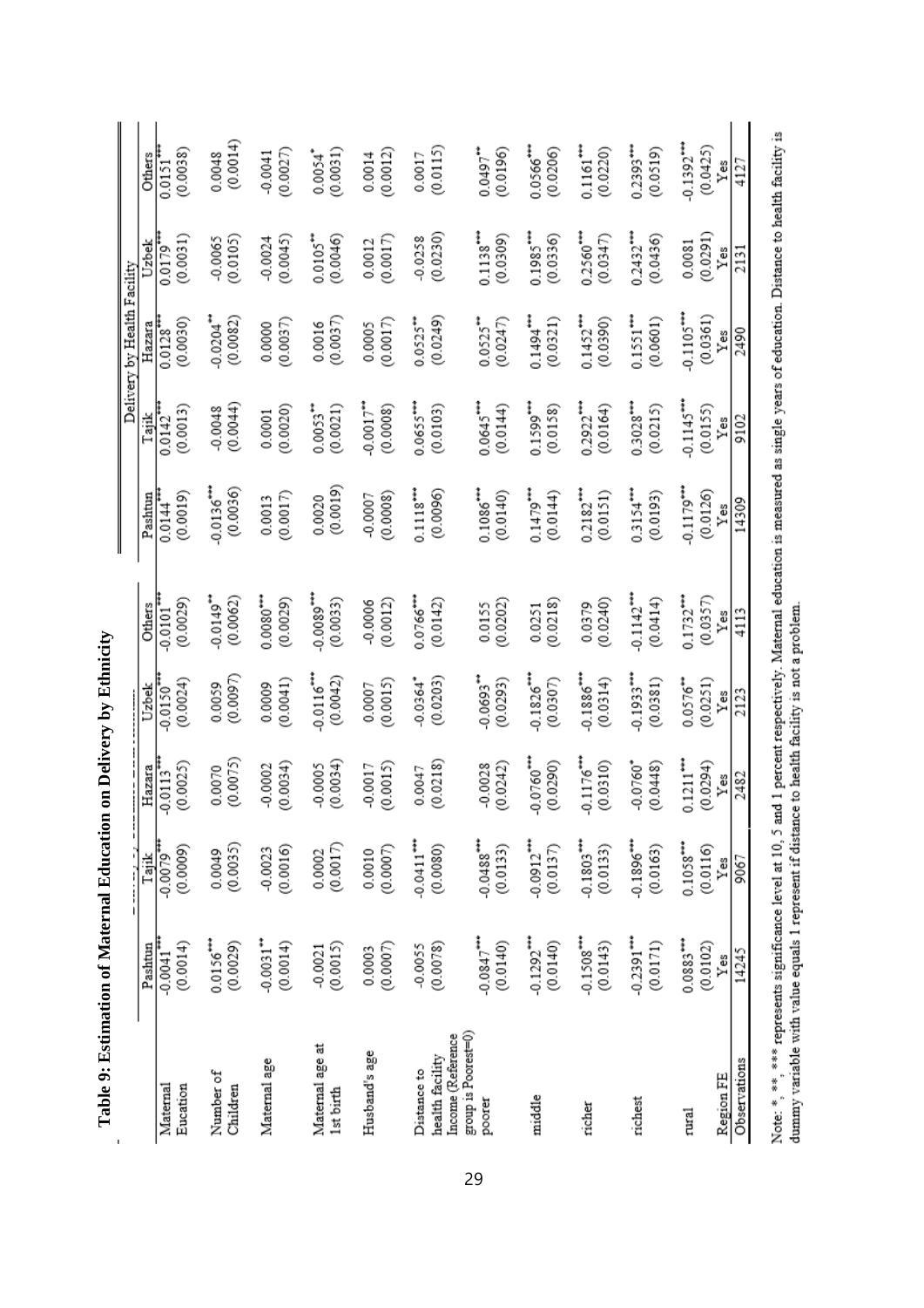# Table 9: Estimation of Maternal Education on Delivery by Ethnicity

| | Delivery by Traditional Birth Attendant | | | | | Delivery by Health Facility | | | | |
|---|---|---|---|---|---|---|---|---|---|---|
| | Pashtun | Tajik | Hazara | Uzbek | Others | Pashtun | Tajik | Hazara | Uzbek | Others |
| Maternal Eucation | -0.0041*** (0.0014) | -0.0079*** (0.0009) | -0.0113*** (0.0025) | -0.0150*** (0.0024) | -0.0101*** (0.0029) | 0.0144*** (0.0019) | 0.0142*** (0.0013) | 0.0128*** (0.0030) | 0.0179*** (0.0031) | 0.0151*** (0.0038) |
| Number of Children | 0.0156*** (0.0029) | 0.0049 (0.0035) | 0.0070 (0.0075) | 0.0059 (0.0097) | -0.0149** (0.0062) | -0.0136*** (0.0036) | -0.0048 (0.0044) | -0.0204** (0.0082) | -0.0065 (0.0105) | 0.0048 (0.0014) |
| Maternal age | -0.0031** (0.0014) | -0.0023 (0.0016) | -0.0002 (0.0034) | 0.0009 (0.0041) | 0.0080*** (0.0029) | 0.0013 (0.0017) | 0.0001 (0.0020) | 0.0000 (0.0037) | -0.0024 (0.0045) | -0.0041 (0.0027) |
| Maternal age at 1st birth | -0.0021 (0.0015) | 0.0002 (0.0017) | -0.0005 (0.0034) | -0.0116*** (0.0042) | -0.0089*** (0.0033) | 0.0020 (0.0019) | 0.0053** (0.0021) | 0.0016 (0.0037) | 0.0105** (0.0046) | 0.0054* (0.0031) |
| Husband's age | 0.0003 (0.0007) | 0.0010 (0.0007) | -0.0017 (0.0015) | 0.0007 (0.0015) | -0.0006 (0.0012) | -0.0007 (0.0008) | -0.0017** (0.0008) | 0.0005 (0.0017) | 0.0012 (0.0017) | 0.0014 (0.0012) |
| Distance to health facility | -0.0055 (0.0078) | -0.0411*** (0.0080) | 0.0047 (0.0218) | -0.0364* (0.0203) | 0.0766*** (0.0142) | 0.1118*** (0.0096) | 0.0655*** (0.0103) | 0.0525** (0.0249) | -0.0258 (0.0230) | 0.0017 (0.0115) |
| Income (Reference group is Poorest=0) | | | | | | | | | | |
| poorer | -0.0847*** (0.0140) | -0.0488*** (0.0133) | -0.0028 (0.0242) | -0.0693** (0.0293) | 0.0155 (0.0202) | 0.1086*** (0.0140) | 0.0645*** (0.0144) | 0.0525** (0.0247) | 0.1138*** (0.0309) | 0.0497** (0.0196) |
| middle | -0.1292*** (0.0140) | -0.0912*** (0.0137) | -0.0760*** (0.0290) | -0.1826*** (0.0307) | 0.0251 (0.0218) | 0.1479*** (0.0144) | 0.1599*** (0.0158) | 0.1494*** (0.0321) | 0.1985*** (0.0336) | 0.0566*** (0.0206) |
| richer | -0.1508*** (0.0143) | -0.1803*** (0.0133) | -0.1176*** (0.0310) | -0.1886*** (0.0314) | 0.0379 (0.0240) | 0.2182*** (0.0151) | 0.2922*** (0.0164) | 0.1452*** (0.0390) | 0.2560*** (0.0347) | 0.1161*** (0.0220) |
| richest | -0.2391*** (0.0171) | -0.1896*** (0.0163) | -0.0760* (0.0448) | -0.1933*** (0.0381) | -0.1142*** (0.0414) | 0.3154*** (0.0193) | 0.3028*** (0.0215) | 0.1551*** (0.0601) | 0.2432*** (0.0436) | 0.2393*** (0.0519) |
| rural | 0.0883*** (0.0102) | 0.1058*** (0.0116) | 0.1211*** (0.0294) | 0.0576** (0.0251) | 0.1732*** (0.0357) | -0.1179*** (0.0126) | -0.1145*** (0.0155) | -0.1105*** (0.0361) | 0.0081 (0.0291) | -0.1392*** (0.0425) |
| Region FE | Yes | Yes | Yes | Yes | Yes | Yes | Yes | Yes | Yes | Yes |
| Observations | 14245 | 9067 | 2482 | 2123 | 4113 | 14309 | 9102 | 2490 | 2131 | 4127 |

Note: *, **, *** represents significance level at 10, 5 and 1 percent respectively. Maternal education is measured as single years of education. Distance to health facility is dummy variable with value equals 1 represent if distance to health facility is not a problem.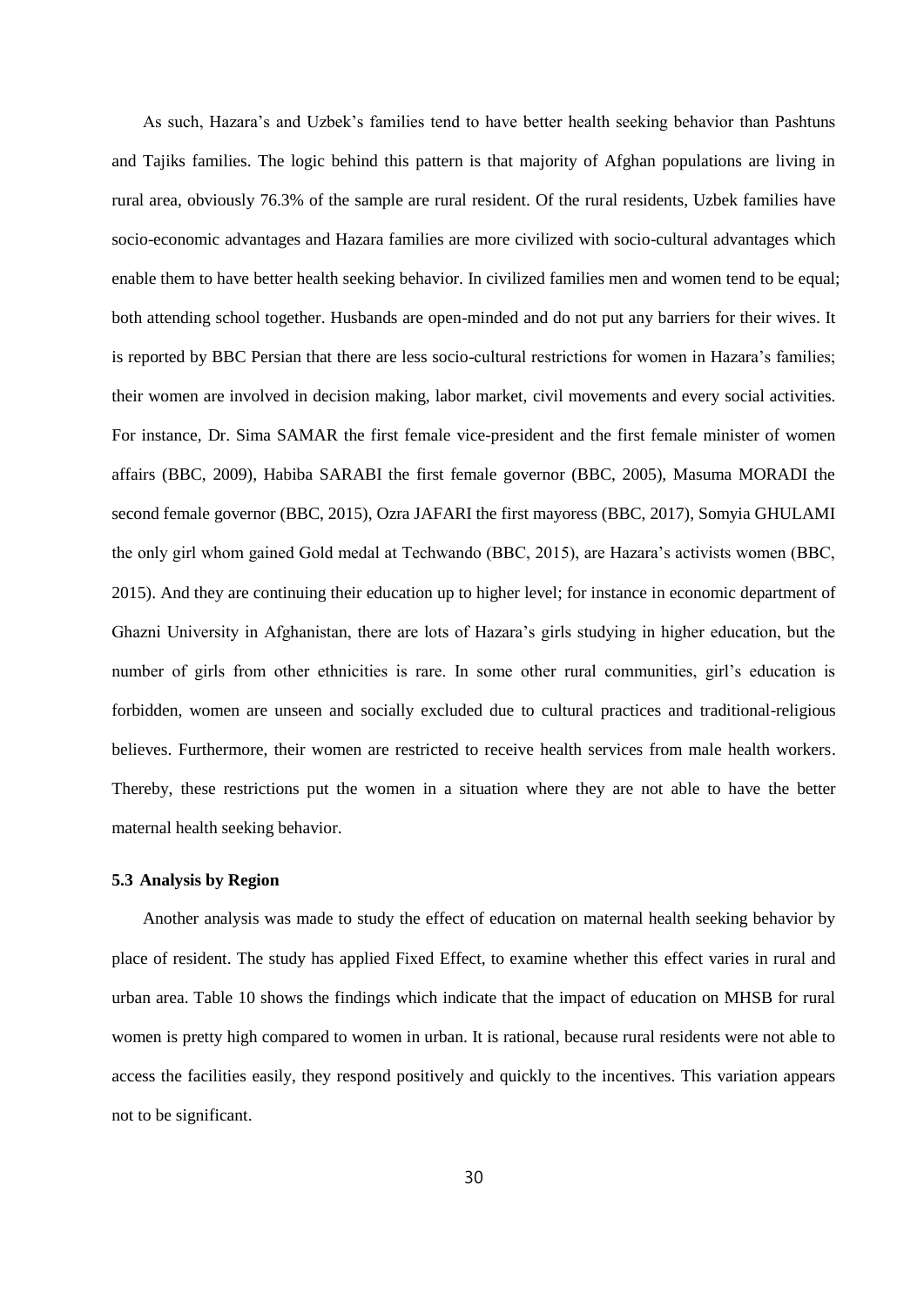As such, Hazara's and Uzbek's families tend to have better health seeking behavior than Pashtuns and Tajiks families. The logic behind this pattern is that majority of Afghan populations are living in rural area, obviously 76.3% of the sample are rural resident. Of the rural residents, Uzbek families have socio-economic advantages and Hazara families are more civilized with socio-cultural advantages which enable them to have better health seeking behavior. In civilized families men and women tend to be equal; both attending school together. Husbands are open-minded and do not put any barriers for their wives. It is reported by BBC Persian that there are less socio-cultural restrictions for women in Hazara's families; their women are involved in decision making, labor market, civil movements and every social activities. For instance, Dr. Sima SAMAR the first female vice-president and the first female minister of women affairs (BBC, 2009), Habiba SARABI the first female governor (BBC, 2005), Masuma MORADI the second female governor (BBC, 2015), Ozra JAFARI the first mayoress (BBC, 2017), Somyia GHULAMI the only girl whom gained Gold medal at Techwando (BBC, 2015), are Hazara's activists women (BBC, 2015). And they are continuing their education up to higher level; for instance in economic department of Ghazni University in Afghanistan, there are lots of Hazara's girls studying in higher education, but the number of girls from other ethnicities is rare. In some other rural communities, girl's education is forbidden, women are unseen and socially excluded due to cultural practices and traditional-religious believes. Furthermore, their women are restricted to receive health services from male health workers. Thereby, these restrictions put the women in a situation where they are not able to have the better maternal health seeking behavior.

### 5.3 Analysis by Region

Another analysis was made to study the effect of education on maternal health seeking behavior by place of resident. The study has applied Fixed Effect, to examine whether this effect varies in rural and urban area. Table 10 shows the findings which indicate that the impact of education on MHSB for rural women is pretty high compared to women in urban. It is rational, because rural residents were not able to access the facilities easily, they respond positively and quickly to the incentives. This variation appears not to be significant.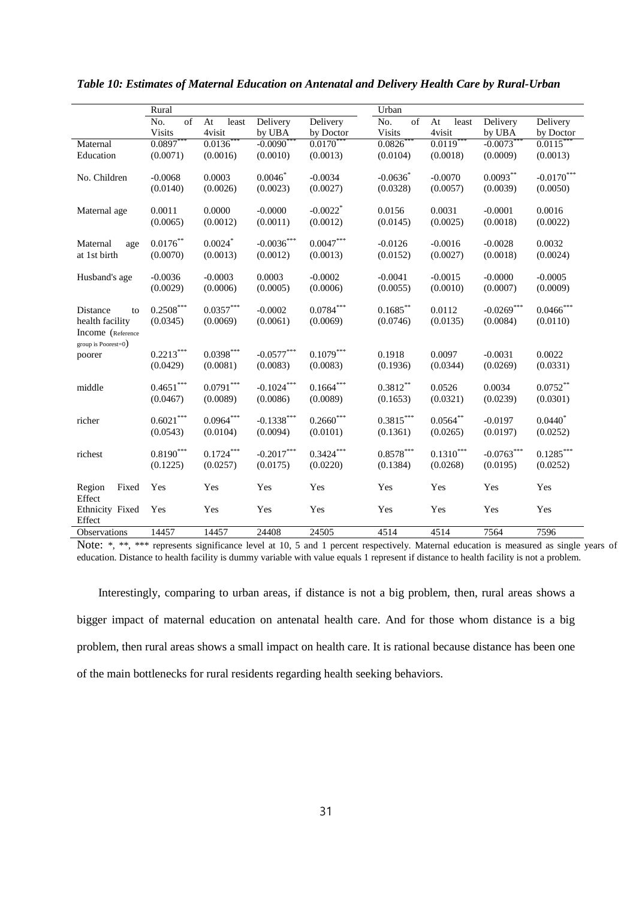*Table 10: Estimates of Maternal Education on Antenatal and Delivery Health Care by Rural-Urban*

| | Rural | | | | Urban | | | |
|---|---|---|---|---|---|---|---|---|
| | No. of Visits | At least 4visit | Delivery by UBA | Delivery by Doctor | No. of Visits | At least 4visit | Delivery by UBA | Delivery by Doctor |
| Maternal Education | 0.0897*** | 0.0136*** | -0.0090*** | 0.0170*** | 0.0826*** | 0.0119*** | -0.0073*** | 0.0115*** |
| | (0.0071) | (0.0016) | (0.0010) | (0.0013) | (0.0104) | (0.0018) | (0.0009) | (0.0013) |
| No. Children | -0.0068 | 0.0003 | 0.0046* | -0.0034 | -0.0636* | -0.0070 | 0.0093** | -0.0170*** |
| | (0.0140) | (0.0026) | (0.0023) | (0.0027) | (0.0328) | (0.0057) | (0.0039) | (0.0050) |
| Maternal age | 0.0011 | 0.0000 | -0.0000 | -0.0022* | 0.0156 | 0.0031 | -0.0001 | 0.0016 |
| | (0.0065) | (0.0012) | (0.0011) | (0.0012) | (0.0145) | (0.0025) | (0.0018) | (0.0022) |
| Maternal age at 1st birth | 0.0176** | 0.0024* | -0.0036*** | 0.0047*** | -0.0126 | -0.0016 | -0.0028 | 0.0032 |
| | (0.0070) | (0.0013) | (0.0012) | (0.0013) | (0.0152) | (0.0027) | (0.0018) | (0.0024) |
| Husband's age | -0.0036 | -0.0003 | 0.0003 | -0.0002 | -0.0041 | -0.0015 | -0.0000 | -0.0005 |
| | (0.0029) | (0.0006) | (0.0005) | (0.0006) | (0.0055) | (0.0010) | (0.0007) | (0.0009) |
| Distance to health facility | 0.2508*** | 0.0357*** | -0.0002 | 0.0784*** | 0.1685** | 0.0112 | -0.0269*** | 0.0466*** |
| | (0.0345) | (0.0069) | (0.0061) | (0.0069) | (0.0746) | (0.0135) | (0.0084) | (0.0110) |
| Income (Reference group is Poorest=0) | | | | | | | | |
| poorer | 0.2213*** | 0.0398*** | -0.0577*** | 0.1079*** | 0.1918 | 0.0097 | -0.0031 | 0.0022 |
| | (0.0429) | (0.0081) | (0.0083) | (0.0083) | (0.1936) | (0.0344) | (0.0269) | (0.0331) |
| middle | 0.4651*** | 0.0791*** | -0.1024*** | 0.1664*** | 0.3812** | 0.0526 | 0.0034 | 0.0752** |
| | (0.0467) | (0.0089) | (0.0086) | (0.0089) | (0.1653) | (0.0321) | (0.0239) | (0.0301) |
| richer | 0.6021*** | 0.0964*** | -0.1338*** | 0.2660*** | 0.3815*** | 0.0564** | -0.0197 | 0.0440* |
| | (0.0543) | (0.0104) | (0.0094) | (0.0101) | (0.1361) | (0.0265) | (0.0197) | (0.0252) |
| richest | 0.8190*** | 0.1724*** | -0.2017*** | 0.3424*** | 0.8578*** | 0.1310*** | -0.0763*** | 0.1285*** |
| | (0.1225) | (0.0257) | (0.0175) | (0.0220) | (0.1384) | (0.0268) | (0.0195) | (0.0252) |
| Region Fixed Effect | Yes | Yes | Yes | Yes | Yes | Yes | Yes | Yes |
| Ethnicity Fixed Effect | Yes | Yes | Yes | Yes | Yes | Yes | Yes | Yes |
| Observations | 14457 | 14457 | 24408 | 24505 | 4514 | 4514 | 7564 | 7596 |

Note: *, **, *** represents significance level at 10, 5 and 1 percent respectively. Maternal education is measured as single years of education. Distance to health facility is dummy variable with value equals 1 represent if distance to health facility is not a problem.

Interestingly, comparing to urban areas, if distance is not a big problem, then, rural areas shows a bigger impact of maternal education on antenatal health care. And for those whom distance is a big problem, then rural areas shows a small impact on health care. It is rational because distance has been one of the main bottlenecks for rural residents regarding health seeking behaviors.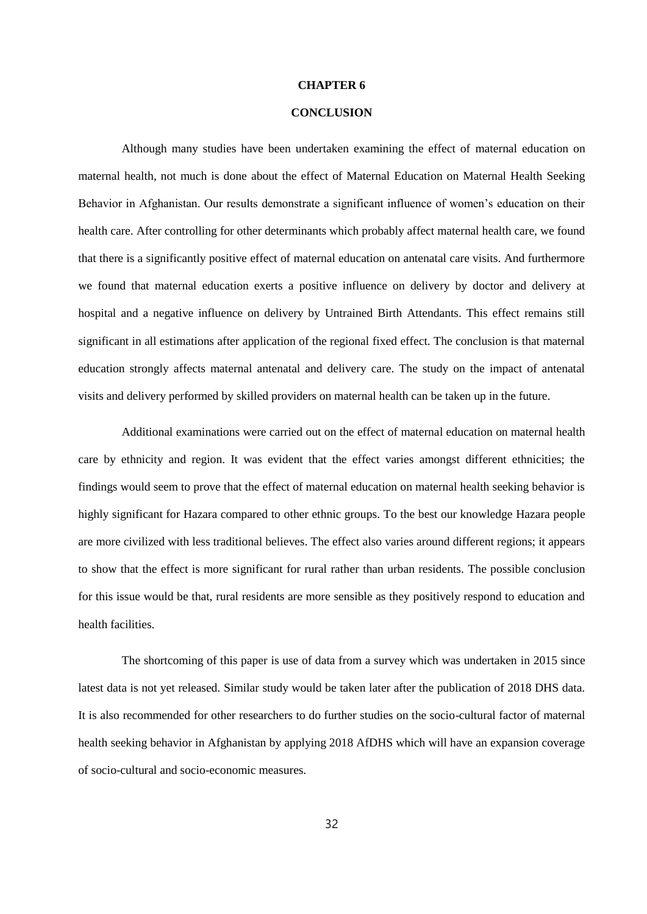# CHAPTER 6

# CONCLUSION

Although many studies have been undertaken examining the effect of maternal education on maternal health, not much is done about the effect of Maternal Education on Maternal Health Seeking Behavior in Afghanistan. Our results demonstrate a significant influence of women's education on their health care. After controlling for other determinants which probably affect maternal health care, we found that there is a significantly positive effect of maternal education on antenatal care visits. And furthermore we found that maternal education exerts a positive influence on delivery by doctor and delivery at hospital and a negative influence on delivery by Untrained Birth Attendants. This effect remains still significant in all estimations after application of the regional fixed effect. The conclusion is that maternal education strongly affects maternal antenatal and delivery care. The study on the impact of antenatal visits and delivery performed by skilled providers on maternal health can be taken up in the future.

Additional examinations were carried out on the effect of maternal education on maternal health care by ethnicity and region. It was evident that the effect varies amongst different ethnicities; the findings would seem to prove that the effect of maternal education on maternal health seeking behavior is highly significant for Hazara compared to other ethnic groups. To the best our knowledge Hazara people are more civilized with less traditional believes. The effect also varies around different regions; it appears to show that the effect is more significant for rural rather than urban residents. The possible conclusion for this issue would be that, rural residents are more sensible as they positively respond to education and health facilities.

The shortcoming of this paper is use of data from a survey which was undertaken in 2015 since latest data is not yet released. Similar study would be taken later after the publication of 2018 DHS data. It is also recommended for other researchers to do further studies on the socio-cultural factor of maternal health seeking behavior in Afghanistan by applying 2018 AfDHS which will have an expansion coverage of socio-cultural and socio-economic measures.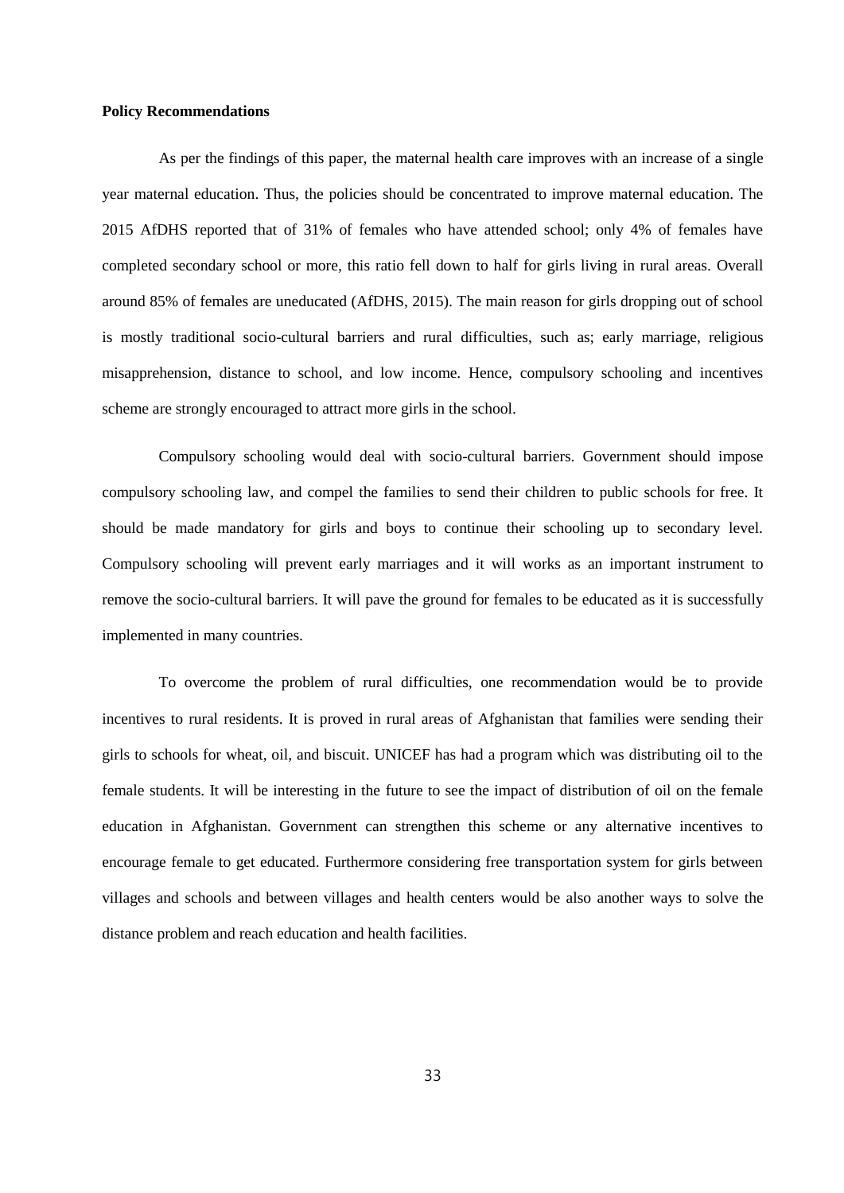**Policy Recommendations**

As per the findings of this paper, the maternal health care improves with an increase of a single year maternal education. Thus, the policies should be concentrated to improve maternal education. The 2015 AfDHS reported that of 31% of females who have attended school; only 4% of females have completed secondary school or more, this ratio fell down to half for girls living in rural areas. Overall around 85% of females are uneducated (AfDHS, 2015). The main reason for girls dropping out of school is mostly traditional socio-cultural barriers and rural difficulties, such as; early marriage, religious misapprehension, distance to school, and low income. Hence, compulsory schooling and incentives scheme are strongly encouraged to attract more girls in the school.

Compulsory schooling would deal with socio-cultural barriers. Government should impose compulsory schooling law, and compel the families to send their children to public schools for free. It should be made mandatory for girls and boys to continue their schooling up to secondary level. Compulsory schooling will prevent early marriages and it will works as an important instrument to remove the socio-cultural barriers. It will pave the ground for females to be educated as it is successfully implemented in many countries.

To overcome the problem of rural difficulties, one recommendation would be to provide incentives to rural residents. It is proved in rural areas of Afghanistan that families were sending their girls to schools for wheat, oil, and biscuit. UNICEF has had a program which was distributing oil to the female students. It will be interesting in the future to see the impact of distribution of oil on the female education in Afghanistan. Government can strengthen this scheme or any alternative incentives to encourage female to get educated. Furthermore considering free transportation system for girls between villages and schools and between villages and health centers would be also another ways to solve the distance problem and reach education and health facilities.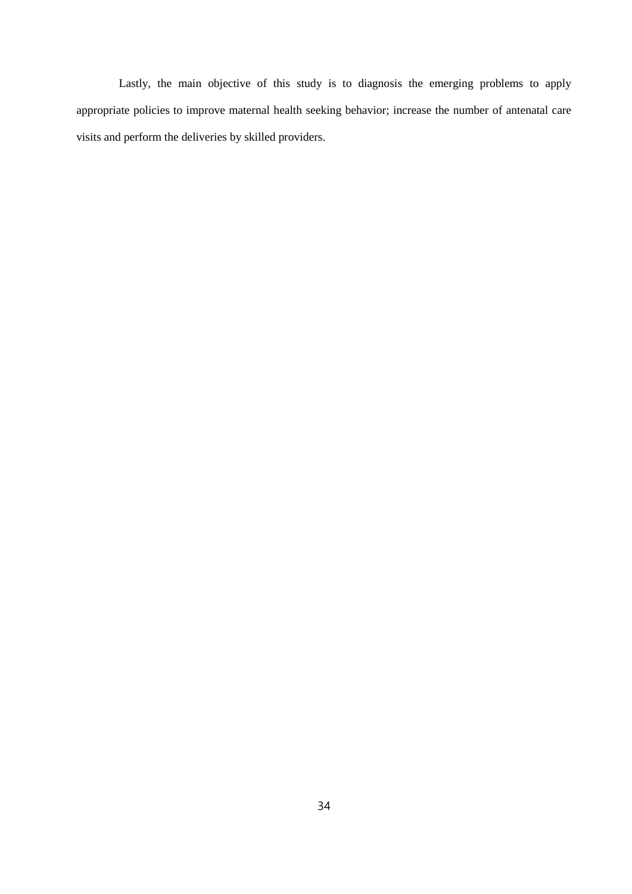Lastly, the main objective of this study is to diagnosis the emerging problems to apply appropriate policies to improve maternal health seeking behavior; increase the number of antenatal care visits and perform the deliveries by skilled providers.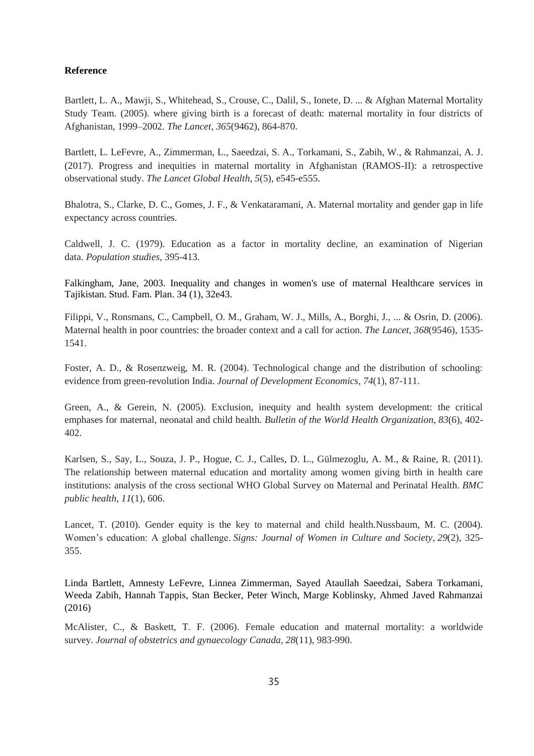**Reference**

Bartlett, L. A., Mawji, S., Whitehead, S., Crouse, C., Dalil, S., Ionete, D. ... & Afghan Maternal Mortality Study Team. (2005). where giving birth is a forecast of death: maternal mortality in four districts of Afghanistan, 1999–2002. *The Lancet*, *365*(9462), 864-870.

Bartlett, L. LeFevre, A., Zimmerman, L., Saeedzai, S. A., Torkamani, S., Zabih, W., & Rahmanzai, A. J. (2017). Progress and inequities in maternal mortality in Afghanistan (RAMOS-II): a retrospective observational study. *The Lancet Global Health*, *5*(5), e545-e555.

Bhalotra, S., Clarke, D. C., Gomes, J. F., & Venkataramani, A. Maternal mortality and gender gap in life expectancy across countries.

Caldwell, J. C. (1979). Education as a factor in mortality decline, an examination of Nigerian data. *Population studies*, 395-413.

Falkingham, Jane, 2003. Inequality and changes in women's use of maternal Healthcare services in Tajikistan. Stud. Fam. Plan. 34 (1), 32e43.

Filippi, V., Ronsmans, C., Campbell, O. M., Graham, W. J., Mills, A., Borghi, J., ... & Osrin, D. (2006). Maternal health in poor countries: the broader context and a call for action. *The Lancet*, *368*(9546), 1535-1541.

Foster, A. D., & Rosenzweig, M. R. (2004). Technological change and the distribution of schooling: evidence from green-revolution India. *Journal of Development Economics*, *74*(1), 87-111.

Green, A., & Gerein, N. (2005). Exclusion, inequity and health system development: the critical emphases for maternal, neonatal and child health. *Bulletin of the World Health Organization*, *83*(6), 402-402.

Karlsen, S., Say, L., Souza, J. P., Hogue, C. J., Calles, D. L., Gülmezoglu, A. M., & Raine, R. (2011). The relationship between maternal education and mortality among women giving birth in health care institutions: analysis of the cross sectional WHO Global Survey on Maternal and Perinatal Health. *BMC public health*, *11*(1), 606.

Lancet, T. (2010). Gender equity is the key to maternal and child health.Nussbaum, M. C. (2004). Women's education: A global challenge. *Signs: Journal of Women in Culture and Society*, *29*(2), 325-355.

Linda Bartlett, Amnesty LeFevre, Linnea Zimmerman, Sayed Ataullah Saeedzai, Sabera Torkamani, Weeda Zabih, Hannah Tappis, Stan Becker, Peter Winch, Marge Koblinsky, Ahmed Javed Rahmanzai (2016)

McAlister, C., & Baskett, T. F. (2006). Female education and maternal mortality: a worldwide survey. *Journal of obstetrics and gynaecology Canada*, *28*(11), 983-990.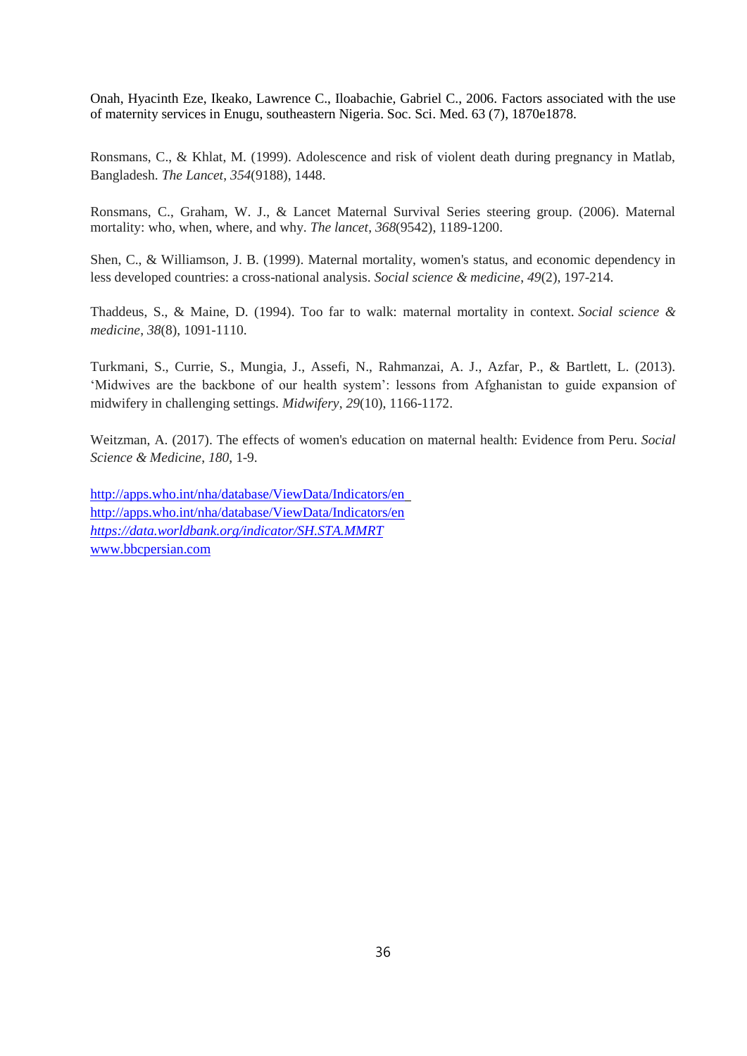Onah, Hyacinth Eze, Ikeako, Lawrence C., Iloabachie, Gabriel C., 2006. Factors associated with the use of maternity services in Enugu, southeastern Nigeria. Soc. Sci. Med. 63 (7), 1870e1878.

Ronsmans, C., & Khlat, M. (1999). Adolescence and risk of violent death during pregnancy in Matlab, Bangladesh. *The Lancet*, *354*(9188), 1448.

Ronsmans, C., Graham, W. J., & Lancet Maternal Survival Series steering group. (2006). Maternal mortality: who, when, where, and why. *The lancet*, *368*(9542), 1189-1200.

Shen, C., & Williamson, J. B. (1999). Maternal mortality, women's status, and economic dependency in less developed countries: a cross-national analysis. *Social science & medicine*, *49*(2), 197-214.

Thaddeus, S., & Maine, D. (1994). Too far to walk: maternal mortality in context. *Social science & medicine*, *38*(8), 1091-1110.

Turkmani, S., Currie, S., Mungia, J., Assefi, N., Rahmanzai, A. J., Azfar, P., & Bartlett, L. (2013). 'Midwives are the backbone of our health system': lessons from Afghanistan to guide expansion of midwifery in challenging settings. *Midwifery*, *29*(10), 1166-1172.

Weitzman, A. (2017). The effects of women's education on maternal health: Evidence from Peru. *Social Science & Medicine*, *180*, 1-9.

http://apps.who.int/nha/database/ViewData/Indicators/en
http://apps.who.int/nha/database/ViewData/Indicators/en
*https://data.worldbank.org/indicator/SH.STA.MMRT*
www.bbcpersian.com